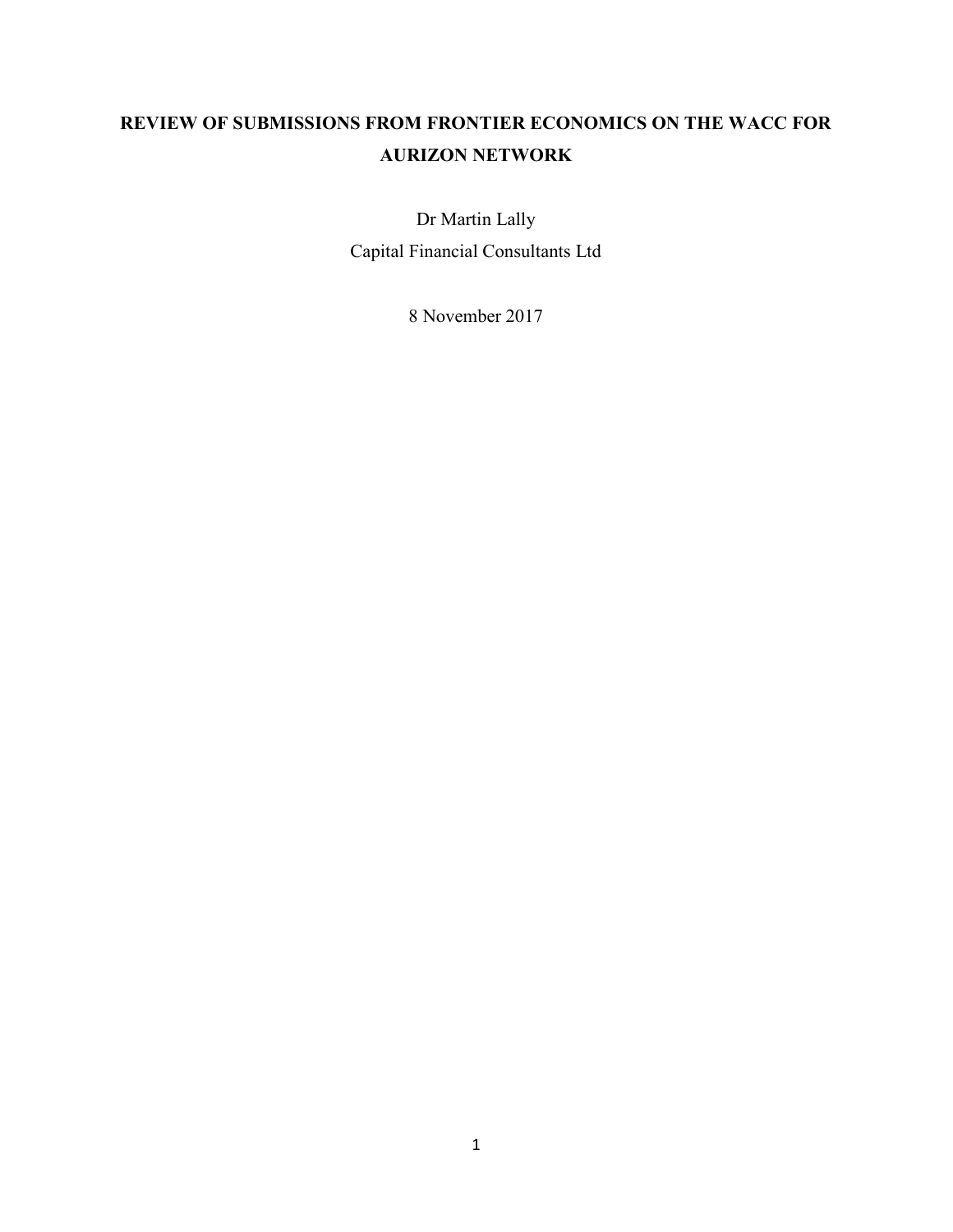# REVIEW OF SUBMISSIONS FROM FRONTIER ECONOMICS ON THE WACC FOR AURIZON NETWORK

Dr Martin Lally

Capital Financial Consultants Ltd

8 November 2017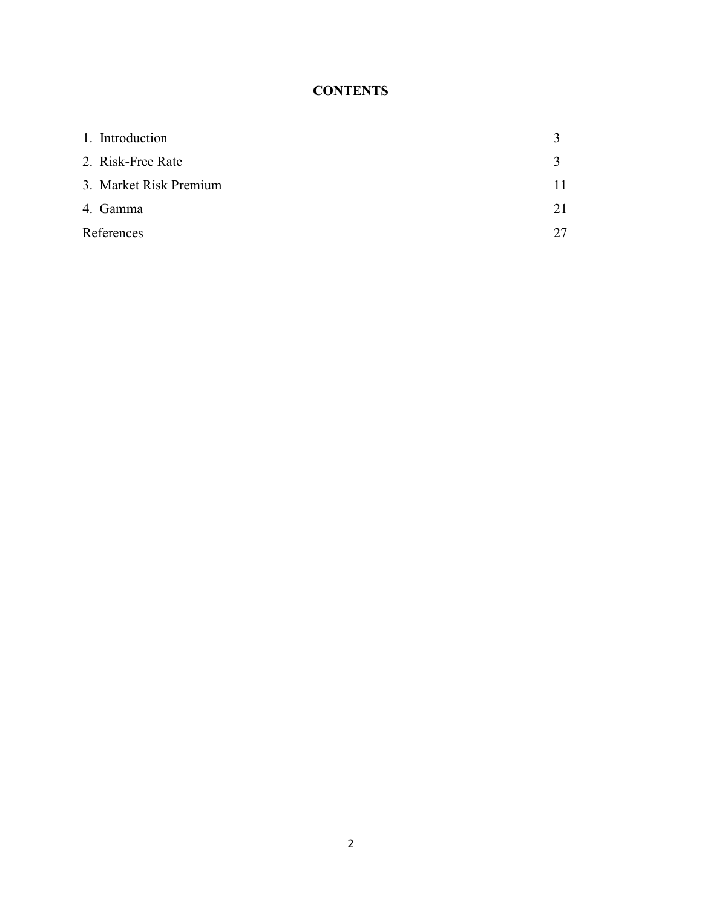# CONTENTS

| | |
|---|---|
| 1. Introduction | 3 |
| 2. Risk-Free Rate | 3 |
| 3. Market Risk Premium | 11 |
| 4. Gamma | 21 |
| References | 27 |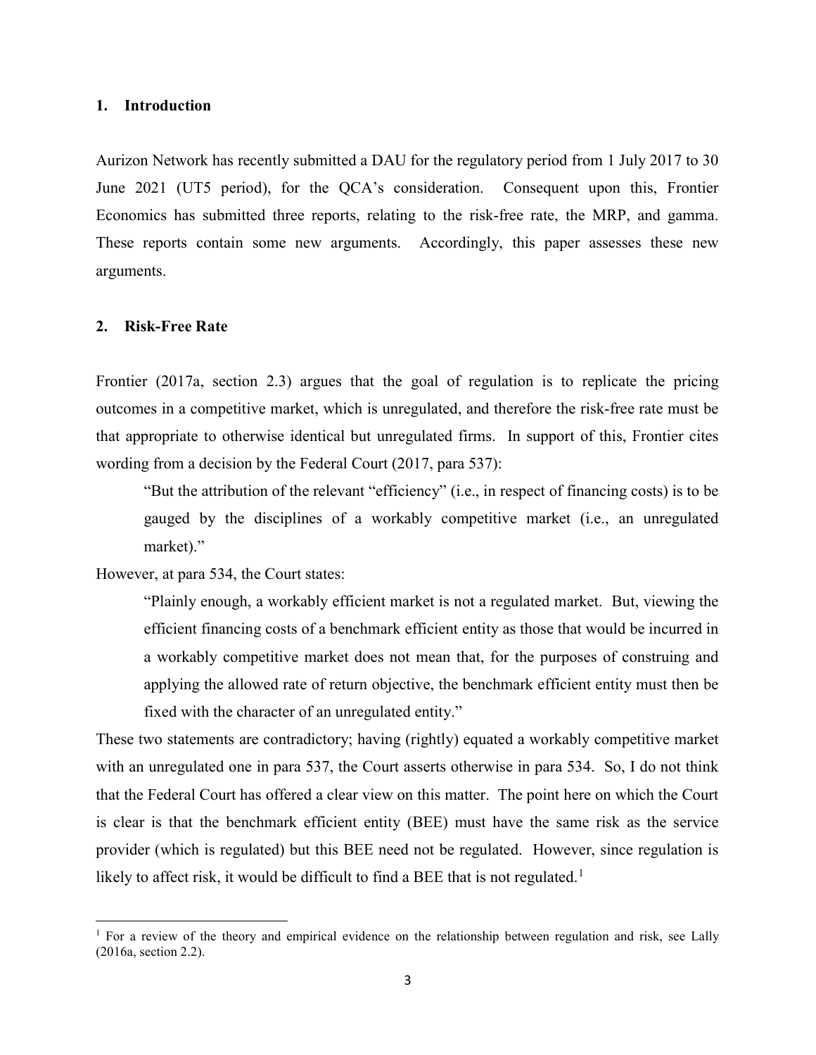## 1. Introduction

Aurizon Network has recently submitted a DAU for the regulatory period from 1 July 2017 to 30 June 2021 (UT5 period), for the QCA's consideration. Consequent upon this, Frontier Economics has submitted three reports, relating to the risk-free rate, the MRP, and gamma. These reports contain some new arguments. Accordingly, this paper assesses these new arguments.

## 2. Risk-Free Rate

Frontier (2017a, section 2.3) argues that the goal of regulation is to replicate the pricing outcomes in a competitive market, which is unregulated, and therefore the risk-free rate must be that appropriate to otherwise identical but unregulated firms. In support of this, Frontier cites wording from a decision by the Federal Court (2017, para 537):

> "But the attribution of the relevant "efficiency" (i.e., in respect of financing costs) is to be gauged by the disciplines of a workably competitive market (i.e., an unregulated market)."

However, at para 534, the Court states:

> "Plainly enough, a workably efficient market is not a regulated market. But, viewing the efficient financing costs of a benchmark efficient entity as those that would be incurred in a workably competitive market does not mean that, for the purposes of construing and applying the allowed rate of return objective, the benchmark efficient entity must then be fixed with the character of an unregulated entity."

These two statements are contradictory; having (rightly) equated a workably competitive market with an unregulated one in para 537, the Court asserts otherwise in para 534. So, I do not think that the Federal Court has offered a clear view on this matter. The point here on which the Court is clear is that the benchmark efficient entity (BEE) must have the same risk as the service provider (which is regulated) but this BEE need not be regulated. However, since regulation is likely to affect risk, it would be difficult to find a BEE that is not regulated.[1]

[1] For a review of the theory and empirical evidence on the relationship between regulation and risk, see Lally (2016a, section 2.2).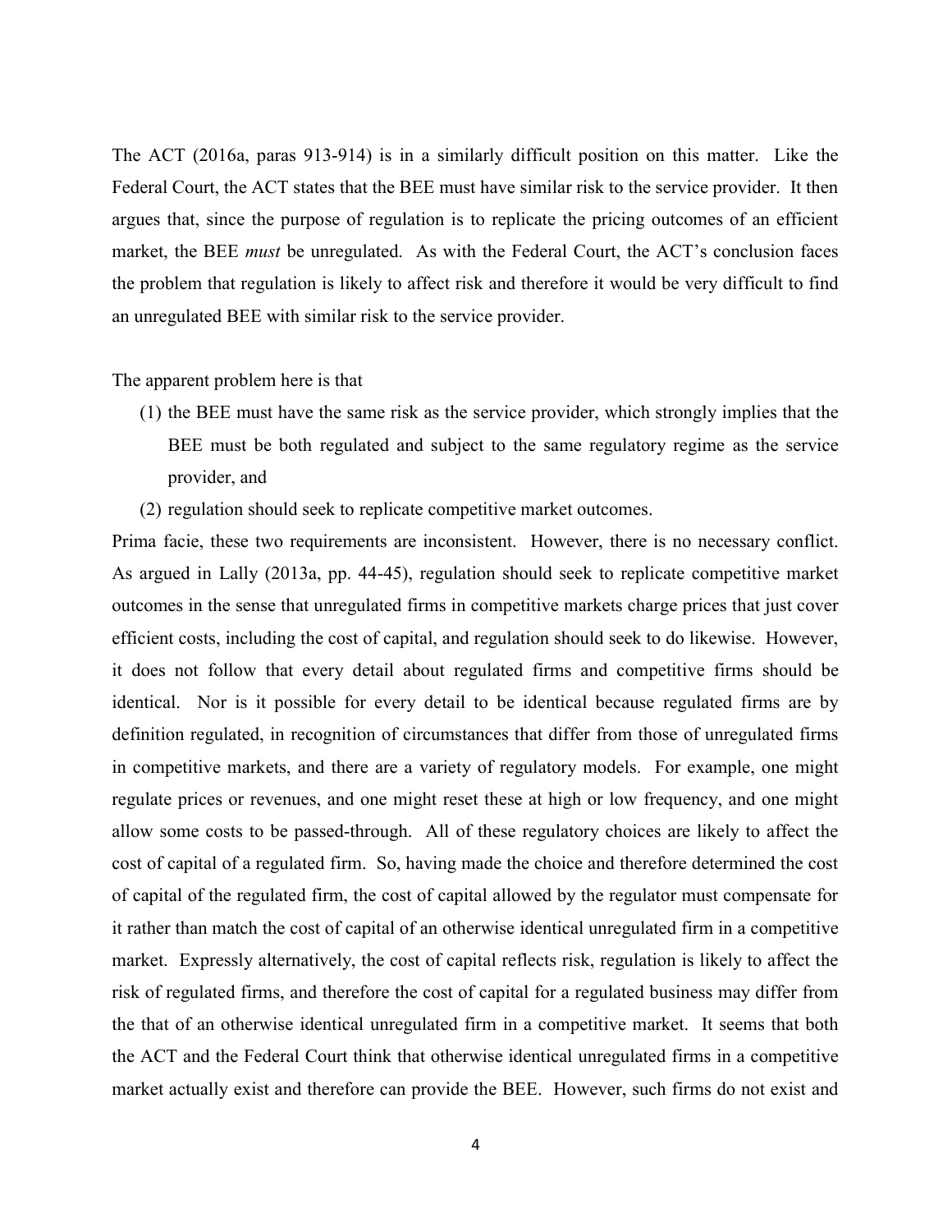The ACT (2016a, paras 913-914) is in a similarly difficult position on this matter. Like the Federal Court, the ACT states that the BEE must have similar risk to the service provider. It then argues that, since the purpose of regulation is to replicate the pricing outcomes of an efficient market, the BEE *must* be unregulated. As with the Federal Court, the ACT's conclusion faces the problem that regulation is likely to affect risk and therefore it would be very difficult to find an unregulated BEE with similar risk to the service provider.

The apparent problem here is that

(1) the BEE must have the same risk as the service provider, which strongly implies that the BEE must be both regulated and subject to the same regulatory regime as the service provider, and

(2) regulation should seek to replicate competitive market outcomes.

Prima facie, these two requirements are inconsistent. However, there is no necessary conflict. As argued in Lally (2013a, pp. 44-45), regulation should seek to replicate competitive market outcomes in the sense that unregulated firms in competitive markets charge prices that just cover efficient costs, including the cost of capital, and regulation should seek to do likewise. However, it does not follow that every detail about regulated firms and competitive firms should be identical. Nor is it possible for every detail to be identical because regulated firms are by definition regulated, in recognition of circumstances that differ from those of unregulated firms in competitive markets, and there are a variety of regulatory models. For example, one might regulate prices or revenues, and one might reset these at high or low frequency, and one might allow some costs to be passed-through. All of these regulatory choices are likely to affect the cost of capital of a regulated firm. So, having made the choice and therefore determined the cost of capital of the regulated firm, the cost of capital allowed by the regulator must compensate for it rather than match the cost of capital of an otherwise identical unregulated firm in a competitive market. Expressly alternatively, the cost of capital reflects risk, regulation is likely to affect the risk of regulated firms, and therefore the cost of capital for a regulated business may differ from the that of an otherwise identical unregulated firm in a competitive market. It seems that both the ACT and the Federal Court think that otherwise identical unregulated firms in a competitive market actually exist and therefore can provide the BEE. However, such firms do not exist and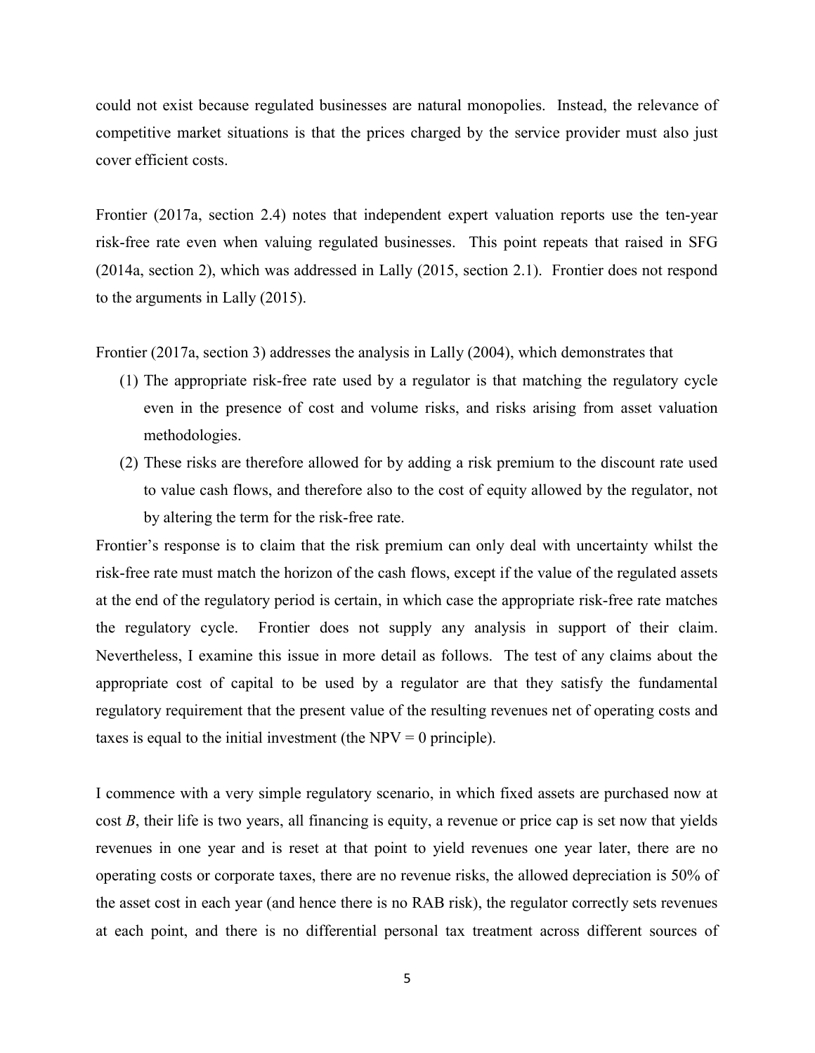could not exist because regulated businesses are natural monopolies. Instead, the relevance of competitive market situations is that the prices charged by the service provider must also just cover efficient costs.

Frontier (2017a, section 2.4) notes that independent expert valuation reports use the ten-year risk-free rate even when valuing regulated businesses. This point repeats that raised in SFG (2014a, section 2), which was addressed in Lally (2015, section 2.1). Frontier does not respond to the arguments in Lally (2015).

Frontier (2017a, section 3) addresses the analysis in Lally (2004), which demonstrates that

1. The appropriate risk-free rate used by a regulator is that matching the regulatory cycle even in the presence of cost and volume risks, and risks arising from asset valuation methodologies.
2. These risks are therefore allowed for by adding a risk premium to the discount rate used to value cash flows, and therefore also to the cost of equity allowed by the regulator, not by altering the term for the risk-free rate.

Frontier's response is to claim that the risk premium can only deal with uncertainty whilst the risk-free rate must match the horizon of the cash flows, except if the value of the regulated assets at the end of the regulatory period is certain, in which case the appropriate risk-free rate matches the regulatory cycle. Frontier does not supply any analysis in support of their claim. Nevertheless, I examine this issue in more detail as follows. The test of any claims about the appropriate cost of capital to be used by a regulator are that they satisfy the fundamental regulatory requirement that the present value of the resulting revenues net of operating costs and taxes is equal to the initial investment (the NPV = 0 principle).

I commence with a very simple regulatory scenario, in which fixed assets are purchased now at cost $B$, their life is two years, all financing is equity, a revenue or price cap is set now that yields revenues in one year and is reset at that point to yield revenues one year later, there are no operating costs or corporate taxes, there are no revenue risks, the allowed depreciation is 50% of the asset cost in each year (and hence there is no RAB risk), the regulator correctly sets revenues at each point, and there is no differential personal tax treatment across different sources of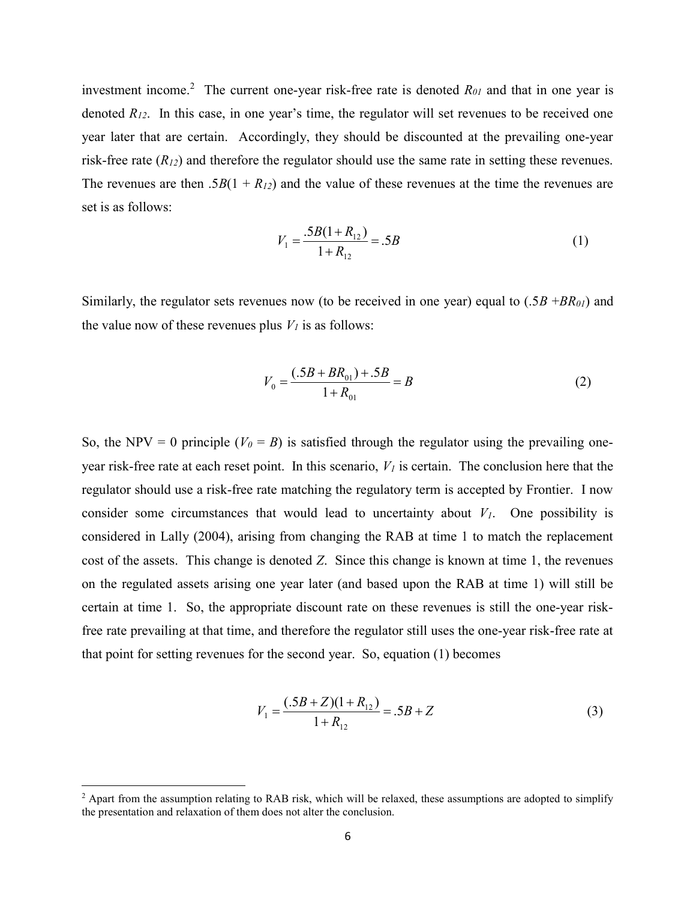investment income.[2] The current one-year risk-free rate is denoted $R_{01}$ and that in one year is denoted $R_{12}$. In this case, in one year's time, the regulator will set revenues to be received one year later that are certain. Accordingly, they should be discounted at the prevailing one-year risk-free rate ($R_{12}$) and therefore the regulator should use the same rate in setting these revenues. The revenues are then $.5B(1 + R_{12})$ and the value of these revenues at the time the revenues are set is as follows:

$$V_1 = \frac{.5B(1+R_{12})}{1+R_{12}} = .5B \tag{1}$$

Similarly, the regulator sets revenues now (to be received in one year) equal to ($.5B + BR_{01}$) and the value now of these revenues plus $V_1$ is as follows:

$$V_0 = \frac{(.5B + BR_{01}) + .5B}{1+R_{01}} = B \tag{2}$$

So, the NPV = 0 principle ($V_0 = B$) is satisfied through the regulator using the prevailing one-year risk-free rate at each reset point. In this scenario, $V_1$ is certain. The conclusion here that the regulator should use a risk-free rate matching the regulatory term is accepted by Frontier. I now consider some circumstances that would lead to uncertainty about $V_1$. One possibility is considered in Lally (2004), arising from changing the RAB at time 1 to match the replacement cost of the assets. This change is denoted $Z$. Since this change is known at time 1, the revenues on the regulated assets arising one year later (and based upon the RAB at time 1) will still be certain at time 1. So, the appropriate discount rate on these revenues is still the one-year risk-free rate prevailing at that time, and therefore the regulator still uses the one-year risk-free rate at that point for setting revenues for the second year. So, equation (1) becomes

$$V_1 = \frac{(.5B + Z)(1+R_{12})}{1+R_{12}} = .5B + Z \tag{3}$$

[2] Apart from the assumption relating to RAB risk, which will be relaxed, these assumptions are adopted to simplify the presentation and relaxation of them does not alter the conclusion.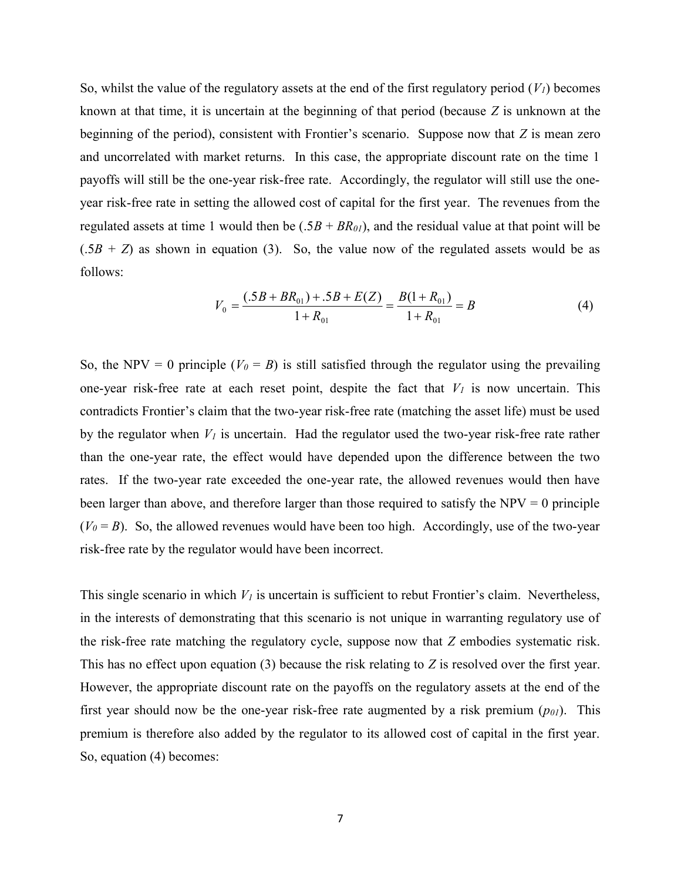So, whilst the value of the regulatory assets at the end of the first regulatory period ($V_1$) becomes known at that time, it is uncertain at the beginning of that period (because $Z$ is unknown at the beginning of the period), consistent with Frontier's scenario. Suppose now that $Z$ is mean zero and uncorrelated with market returns. In this case, the appropriate discount rate on the time 1 payoffs will still be the one-year risk-free rate. Accordingly, the regulator will still use the one-year risk-free rate in setting the allowed cost of capital for the first year. The revenues from the regulated assets at time 1 would then be ($.5B + BR_{01}$), and the residual value at that point will be ($.5B + Z$) as shown in equation (3). So, the value now of the regulated assets would be as follows:

$$V_0 = \frac{(.5B + BR_{01}) + .5B + E(Z)}{1 + R_{01}} = \frac{B(1 + R_{01})}{1 + R_{01}} = B \tag{4}$$

So, the NPV = 0 principle ($V_0 = B$) is still satisfied through the regulator using the prevailing one-year risk-free rate at each reset point, despite the fact that $V_1$ is now uncertain. This contradicts Frontier's claim that the two-year risk-free rate (matching the asset life) must be used by the regulator when $V_1$ is uncertain. Had the regulator used the two-year risk-free rate rather than the one-year rate, the effect would have depended upon the difference between the two rates. If the two-year rate exceeded the one-year rate, the allowed revenues would then have been larger than above, and therefore larger than those required to satisfy the NPV = 0 principle ($V_0 = B$). So, the allowed revenues would have been too high. Accordingly, use of the two-year risk-free rate by the regulator would have been incorrect.

This single scenario in which $V_1$ is uncertain is sufficient to rebut Frontier's claim. Nevertheless, in the interests of demonstrating that this scenario is not unique in warranting regulatory use of the risk-free rate matching the regulatory cycle, suppose now that $Z$ embodies systematic risk. This has no effect upon equation (3) because the risk relating to $Z$ is resolved over the first year. However, the appropriate discount rate on the payoffs on the regulatory assets at the end of the first year should now be the one-year risk-free rate augmented by a risk premium ($p_{01}$). This premium is therefore also added by the regulator to its allowed cost of capital in the first year. So, equation (4) becomes: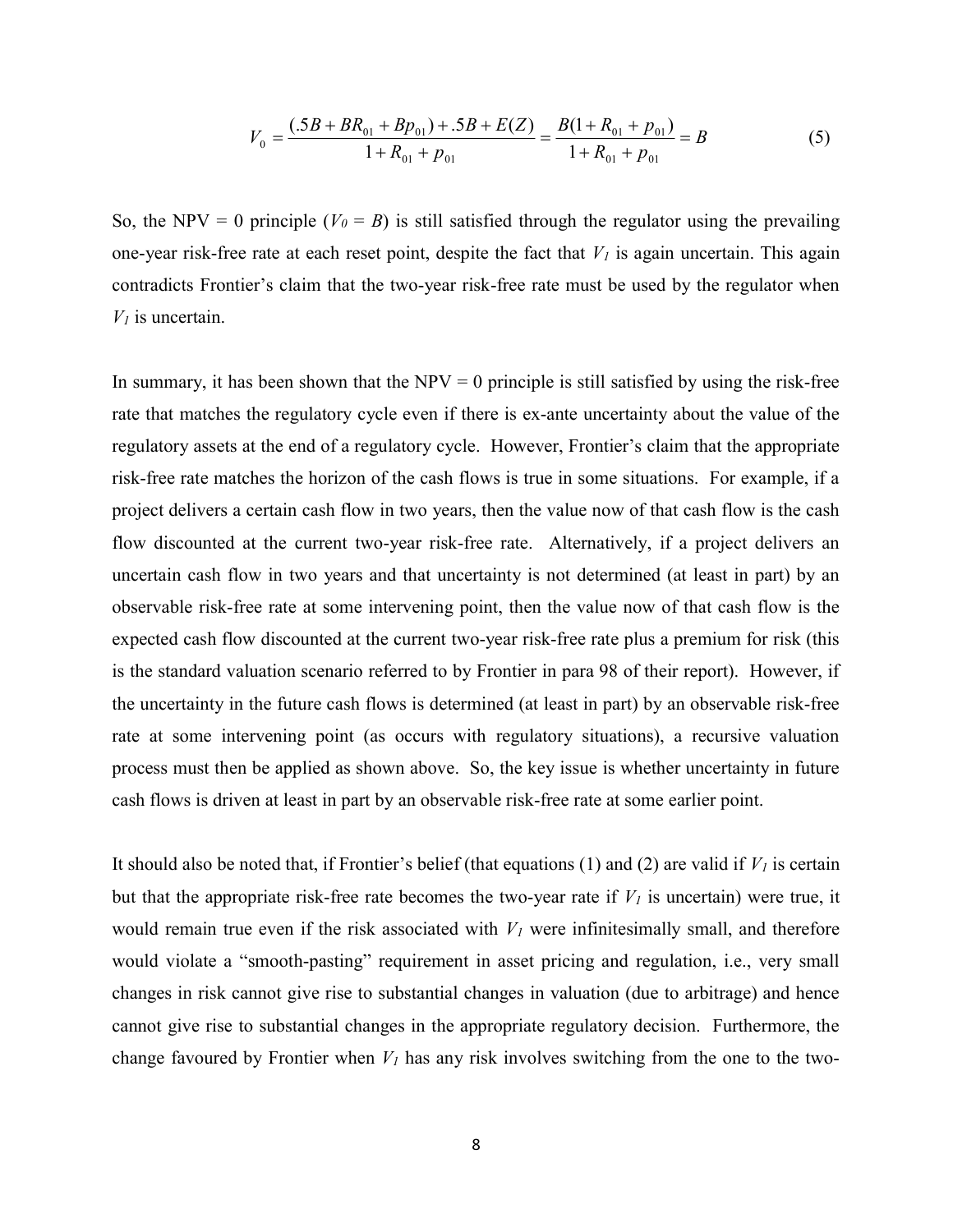$$V_0 = \frac{(.5B + BR_{01} + Bp_{01}) + .5B + E(Z)}{1 + R_{01} + p_{01}} = \frac{B(1 + R_{01} + p_{01})}{1 + R_{01} + p_{01}} = B \tag{5}$$

So, the NPV = 0 principle ($V_0 = B$) is still satisfied through the regulator using the prevailing one-year risk-free rate at each reset point, despite the fact that $V_1$ is again uncertain. This again contradicts Frontier's claim that the two-year risk-free rate must be used by the regulator when $V_1$ is uncertain.

In summary, it has been shown that the NPV = 0 principle is still satisfied by using the risk-free rate that matches the regulatory cycle even if there is ex-ante uncertainty about the value of the regulatory assets at the end of a regulatory cycle. However, Frontier's claim that the appropriate risk-free rate matches the horizon of the cash flows is true in some situations. For example, if a project delivers a certain cash flow in two years, then the value now of that cash flow is the cash flow discounted at the current two-year risk-free rate. Alternatively, if a project delivers an uncertain cash flow in two years and that uncertainty is not determined (at least in part) by an observable risk-free rate at some intervening point, then the value now of that cash flow is the expected cash flow discounted at the current two-year risk-free rate plus a premium for risk (this is the standard valuation scenario referred to by Frontier in para 98 of their report). However, if the uncertainty in the future cash flows is determined (at least in part) by an observable risk-free rate at some intervening point (as occurs with regulatory situations), a recursive valuation process must then be applied as shown above. So, the key issue is whether uncertainty in future cash flows is driven at least in part by an observable risk-free rate at some earlier point.

It should also be noted that, if Frontier's belief (that equations (1) and (2) are valid if $V_1$ is certain but that the appropriate risk-free rate becomes the two-year rate if $V_1$ is uncertain) were true, it would remain true even if the risk associated with $V_1$ were infinitesimally small, and therefore would violate a "smooth-pasting" requirement in asset pricing and regulation, i.e., very small changes in risk cannot give rise to substantial changes in valuation (due to arbitrage) and hence cannot give rise to substantial changes in the appropriate regulatory decision. Furthermore, the change favoured by Frontier when $V_1$ has any risk involves switching from the one to the two-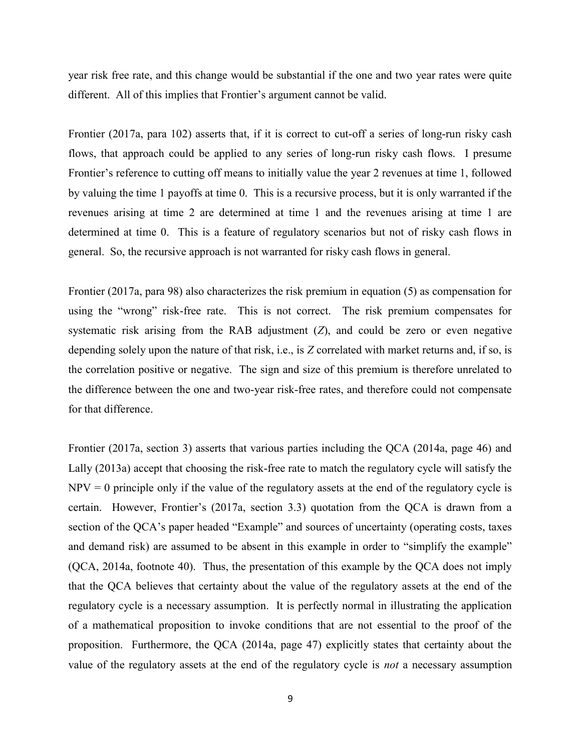year risk free rate, and this change would be substantial if the one and two year rates were quite different. All of this implies that Frontier's argument cannot be valid.

Frontier (2017a, para 102) asserts that, if it is correct to cut-off a series of long-run risky cash flows, that approach could be applied to any series of long-run risky cash flows. I presume Frontier's reference to cutting off means to initially value the year 2 revenues at time 1, followed by valuing the time 1 payoffs at time 0. This is a recursive process, but it is only warranted if the revenues arising at time 2 are determined at time 1 and the revenues arising at time 1 are determined at time 0. This is a feature of regulatory scenarios but not of risky cash flows in general. So, the recursive approach is not warranted for risky cash flows in general.

Frontier (2017a, para 98) also characterizes the risk premium in equation (5) as compensation for using the "wrong" risk-free rate. This is not correct. The risk premium compensates for systematic risk arising from the RAB adjustment ($Z$), and could be zero or even negative depending solely upon the nature of that risk, i.e., is $Z$ correlated with market returns and, if so, is the correlation positive or negative. The sign and size of this premium is therefore unrelated to the difference between the one and two-year risk-free rates, and therefore could not compensate for that difference.

Frontier (2017a, section 3) asserts that various parties including the QCA (2014a, page 46) and Lally (2013a) accept that choosing the risk-free rate to match the regulatory cycle will satisfy the NPV = 0 principle only if the value of the regulatory assets at the end of the regulatory cycle is certain. However, Frontier's (2017a, section 3.3) quotation from the QCA is drawn from a section of the QCA's paper headed "Example" and sources of uncertainty (operating costs, taxes and demand risk) are assumed to be absent in this example in order to "simplify the example" (QCA, 2014a, footnote 40). Thus, the presentation of this example by the QCA does not imply that the QCA believes that certainty about the value of the regulatory assets at the end of the regulatory cycle is a necessary assumption. It is perfectly normal in illustrating the application of a mathematical proposition to invoke conditions that are not essential to the proof of the proposition. Furthermore, the QCA (2014a, page 47) explicitly states that certainty about the value of the regulatory assets at the end of the regulatory cycle is *not* a necessary assumption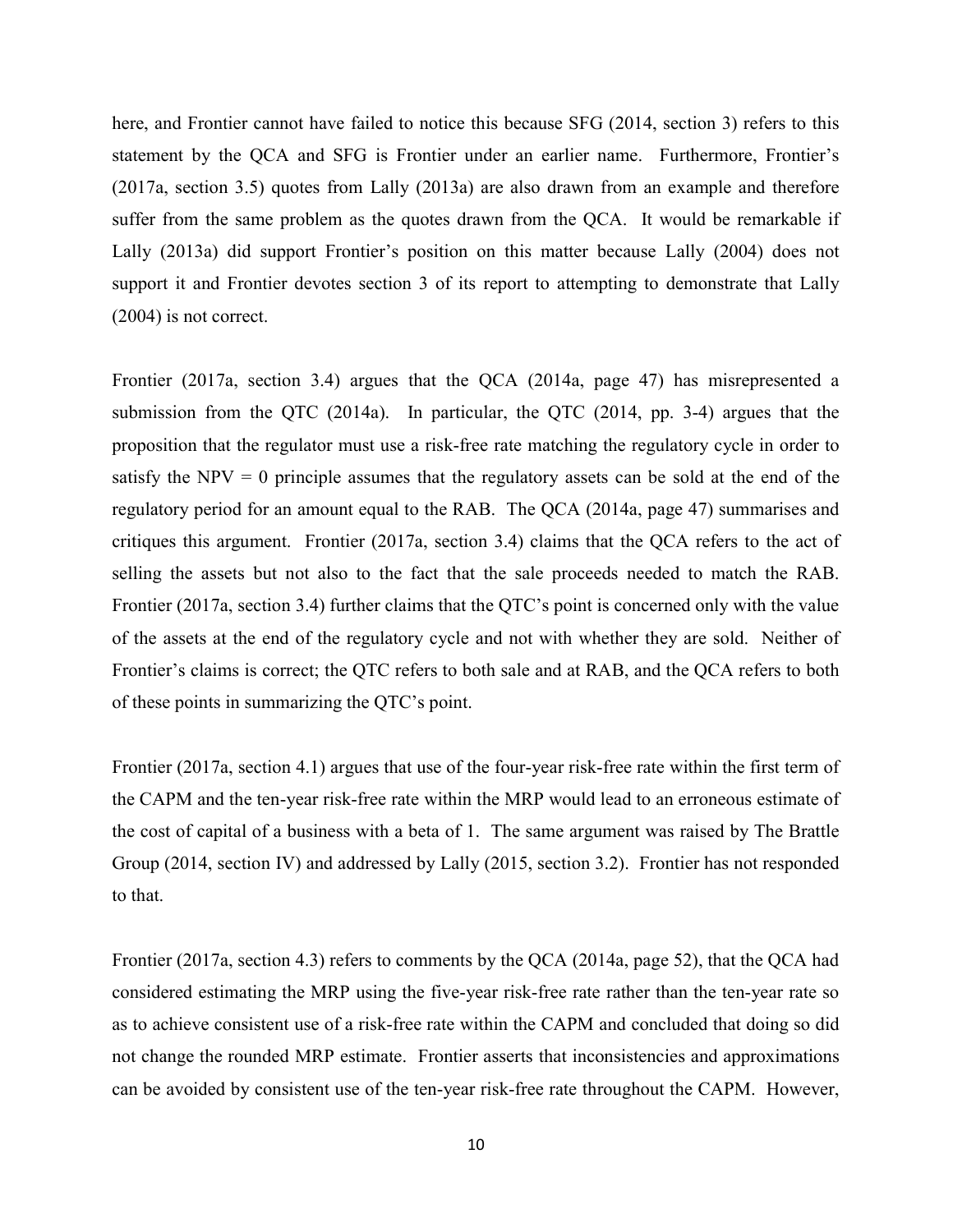here, and Frontier cannot have failed to notice this because SFG (2014, section 3) refers to this statement by the QCA and SFG is Frontier under an earlier name. Furthermore, Frontier's (2017a, section 3.5) quotes from Lally (2013a) are also drawn from an example and therefore suffer from the same problem as the quotes drawn from the QCA. It would be remarkable if Lally (2013a) did support Frontier's position on this matter because Lally (2004) does not support it and Frontier devotes section 3 of its report to attempting to demonstrate that Lally (2004) is not correct.

Frontier (2017a, section 3.4) argues that the QCA (2014a, page 47) has misrepresented a submission from the QTC (2014a). In particular, the QTC (2014, pp. 3-4) argues that the proposition that the regulator must use a risk-free rate matching the regulatory cycle in order to satisfy the NPV = 0 principle assumes that the regulatory assets can be sold at the end of the regulatory period for an amount equal to the RAB. The QCA (2014a, page 47) summarises and critiques this argument. Frontier (2017a, section 3.4) claims that the QCA refers to the act of selling the assets but not also to the fact that the sale proceeds needed to match the RAB. Frontier (2017a, section 3.4) further claims that the QTC's point is concerned only with the value of the assets at the end of the regulatory cycle and not with whether they are sold. Neither of Frontier's claims is correct; the QTC refers to both sale and at RAB, and the QCA refers to both of these points in summarizing the QTC's point.

Frontier (2017a, section 4.1) argues that use of the four-year risk-free rate within the first term of the CAPM and the ten-year risk-free rate within the MRP would lead to an erroneous estimate of the cost of capital of a business with a beta of 1. The same argument was raised by The Brattle Group (2014, section IV) and addressed by Lally (2015, section 3.2). Frontier has not responded to that.

Frontier (2017a, section 4.3) refers to comments by the QCA (2014a, page 52), that the QCA had considered estimating the MRP using the five-year risk-free rate rather than the ten-year rate so as to achieve consistent use of a risk-free rate within the CAPM and concluded that doing so did not change the rounded MRP estimate. Frontier asserts that inconsistencies and approximations can be avoided by consistent use of the ten-year risk-free rate throughout the CAPM. However,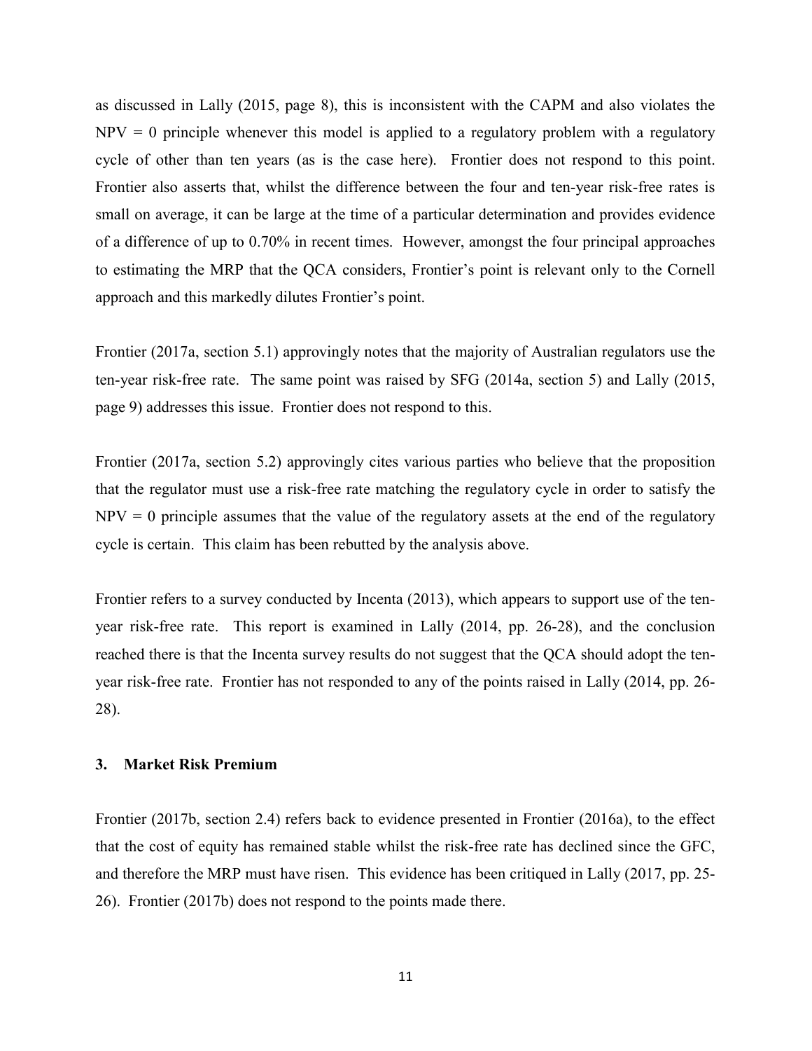as discussed in Lally (2015, page 8), this is inconsistent with the CAPM and also violates the NPV = 0 principle whenever this model is applied to a regulatory problem with a regulatory cycle of other than ten years (as is the case here). Frontier does not respond to this point. Frontier also asserts that, whilst the difference between the four and ten-year risk-free rates is small on average, it can be large at the time of a particular determination and provides evidence of a difference of up to 0.70% in recent times. However, amongst the four principal approaches to estimating the MRP that the QCA considers, Frontier's point is relevant only to the Cornell approach and this markedly dilutes Frontier's point.

Frontier (2017a, section 5.1) approvingly notes that the majority of Australian regulators use the ten-year risk-free rate. The same point was raised by SFG (2014a, section 5) and Lally (2015, page 9) addresses this issue. Frontier does not respond to this.

Frontier (2017a, section 5.2) approvingly cites various parties who believe that the proposition that the regulator must use a risk-free rate matching the regulatory cycle in order to satisfy the NPV = 0 principle assumes that the value of the regulatory assets at the end of the regulatory cycle is certain. This claim has been rebutted by the analysis above.

Frontier refers to a survey conducted by Incenta (2013), which appears to support use of the ten-year risk-free rate. This report is examined in Lally (2014, pp. 26-28), and the conclusion reached there is that the Incenta survey results do not suggest that the QCA should adopt the ten-year risk-free rate. Frontier has not responded to any of the points raised in Lally (2014, pp. 26-28).

## 3. Market Risk Premium

Frontier (2017b, section 2.4) refers back to evidence presented in Frontier (2016a), to the effect that the cost of equity has remained stable whilst the risk-free rate has declined since the GFC, and therefore the MRP must have risen. This evidence has been critiqued in Lally (2017, pp. 25-26). Frontier (2017b) does not respond to the points made there.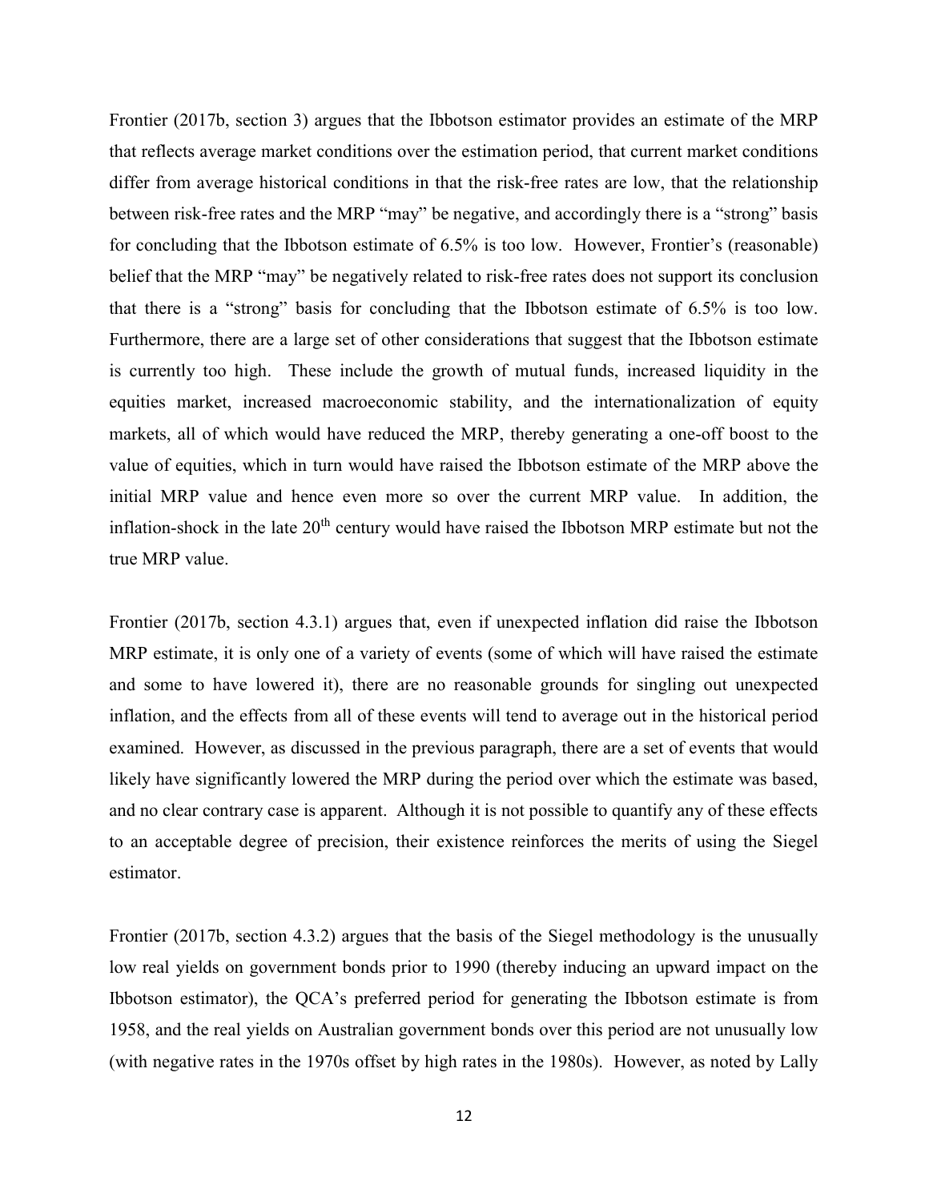Frontier (2017b, section 3) argues that the Ibbotson estimator provides an estimate of the MRP that reflects average market conditions over the estimation period, that current market conditions differ from average historical conditions in that the risk-free rates are low, that the relationship between risk-free rates and the MRP "may" be negative, and accordingly there is a "strong" basis for concluding that the Ibbotson estimate of 6.5% is too low. However, Frontier's (reasonable) belief that the MRP "may" be negatively related to risk-free rates does not support its conclusion that there is a "strong" basis for concluding that the Ibbotson estimate of 6.5% is too low. Furthermore, there are a large set of other considerations that suggest that the Ibbotson estimate is currently too high. These include the growth of mutual funds, increased liquidity in the equities market, increased macroeconomic stability, and the internationalization of equity markets, all of which would have reduced the MRP, thereby generating a one-off boost to the value of equities, which in turn would have raised the Ibbotson estimate of the MRP above the initial MRP value and hence even more so over the current MRP value. In addition, the inflation-shock in the late 20th century would have raised the Ibbotson MRP estimate but not the true MRP value.

Frontier (2017b, section 4.3.1) argues that, even if unexpected inflation did raise the Ibbotson MRP estimate, it is only one of a variety of events (some of which will have raised the estimate and some to have lowered it), there are no reasonable grounds for singling out unexpected inflation, and the effects from all of these events will tend to average out in the historical period examined. However, as discussed in the previous paragraph, there are a set of events that would likely have significantly lowered the MRP during the period over which the estimate was based, and no clear contrary case is apparent. Although it is not possible to quantify any of these effects to an acceptable degree of precision, their existence reinforces the merits of using the Siegel estimator.

Frontier (2017b, section 4.3.2) argues that the basis of the Siegel methodology is the unusually low real yields on government bonds prior to 1990 (thereby inducing an upward impact on the Ibbotson estimator), the QCA's preferred period for generating the Ibbotson estimate is from 1958, and the real yields on Australian government bonds over this period are not unusually low (with negative rates in the 1970s offset by high rates in the 1980s). However, as noted by Lally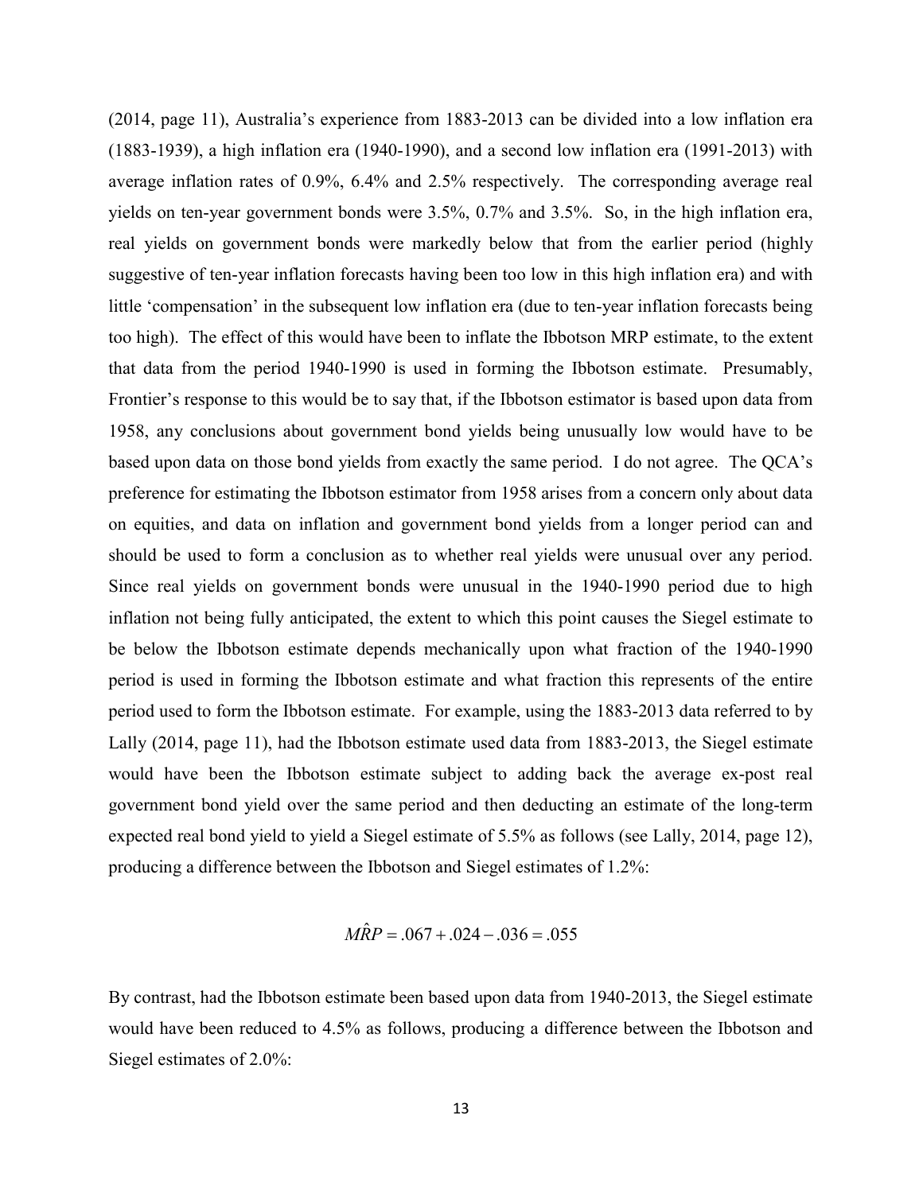(2014, page 11), Australia's experience from 1883-2013 can be divided into a low inflation era (1883-1939), a high inflation era (1940-1990), and a second low inflation era (1991-2013) with average inflation rates of 0.9%, 6.4% and 2.5% respectively. The corresponding average real yields on ten-year government bonds were 3.5%, 0.7% and 3.5%. So, in the high inflation era, real yields on government bonds were markedly below that from the earlier period (highly suggestive of ten-year inflation forecasts having been too low in this high inflation era) and with little 'compensation' in the subsequent low inflation era (due to ten-year inflation forecasts being too high). The effect of this would have been to inflate the Ibbotson MRP estimate, to the extent that data from the period 1940-1990 is used in forming the Ibbotson estimate. Presumably, Frontier's response to this would be to say that, if the Ibbotson estimator is based upon data from 1958, any conclusions about government bond yields being unusually low would have to be based upon data on those bond yields from exactly the same period. I do not agree. The QCA's preference for estimating the Ibbotson estimator from 1958 arises from a concern only about data on equities, and data on inflation and government bond yields from a longer period can and should be used to form a conclusion as to whether real yields were unusual over any period. Since real yields on government bonds were unusual in the 1940-1990 period due to high inflation not being fully anticipated, the extent to which this point causes the Siegel estimate to be below the Ibbotson estimate depends mechanically upon what fraction of the 1940-1990 period is used in forming the Ibbotson estimate and what fraction this represents of the entire period used to form the Ibbotson estimate. For example, using the 1883-2013 data referred to by Lally (2014, page 11), had the Ibbotson estimate used data from 1883-2013, the Siegel estimate would have been the Ibbotson estimate subject to adding back the average ex-post real government bond yield over the same period and then deducting an estimate of the long-term expected real bond yield to yield a Siegel estimate of 5.5% as follows (see Lally, 2014, page 12), producing a difference between the Ibbotson and Siegel estimates of 1.2%:

$$M\hat{R}P = .067 + .024 - .036 = .055$$

By contrast, had the Ibbotson estimate been based upon data from 1940-2013, the Siegel estimate would have been reduced to 4.5% as follows, producing a difference between the Ibbotson and Siegel estimates of 2.0%: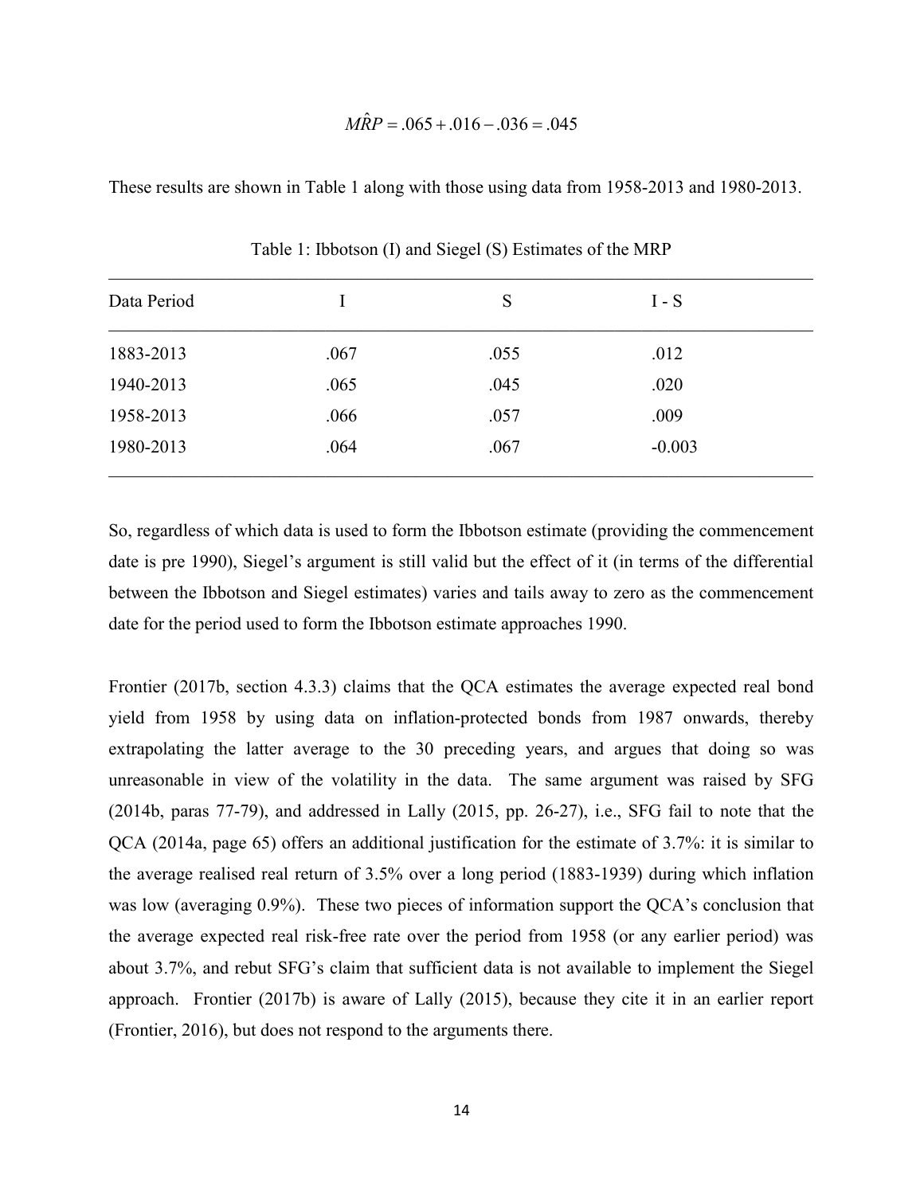$$\hat{MRP} = .065 + .016 - .036 = .045$$

These results are shown in Table 1 along with those using data from 1958-2013 and 1980-2013.

Table 1: Ibbotson (I) and Siegel (S) Estimates of the MRP

| Data Period | I | S | I - S |
|---|---|---|---|
| 1883-2013 | .067 | .055 | .012 |
| 1940-2013 | .065 | .045 | .020 |
| 1958-2013 | .066 | .057 | .009 |
| 1980-2013 | .064 | .067 | -0.003 |

So, regardless of which data is used to form the Ibbotson estimate (providing the commencement date is pre 1990), Siegel's argument is still valid but the effect of it (in terms of the differential between the Ibbotson and Siegel estimates) varies and tails away to zero as the commencement date for the period used to form the Ibbotson estimate approaches 1990.

Frontier (2017b, section 4.3.3) claims that the QCA estimates the average expected real bond yield from 1958 by using data on inflation-protected bonds from 1987 onwards, thereby extrapolating the latter average to the 30 preceding years, and argues that doing so was unreasonable in view of the volatility in the data. The same argument was raised by SFG (2014b, paras 77-79), and addressed in Lally (2015, pp. 26-27), i.e., SFG fail to note that the QCA (2014a, page 65) offers an additional justification for the estimate of 3.7%: it is similar to the average realised real return of 3.5% over a long period (1883-1939) during which inflation was low (averaging 0.9%). These two pieces of information support the QCA's conclusion that the average expected real risk-free rate over the period from 1958 (or any earlier period) was about 3.7%, and rebut SFG's claim that sufficient data is not available to implement the Siegel approach. Frontier (2017b) is aware of Lally (2015), because they cite it in an earlier report (Frontier, 2016), but does not respond to the arguments there.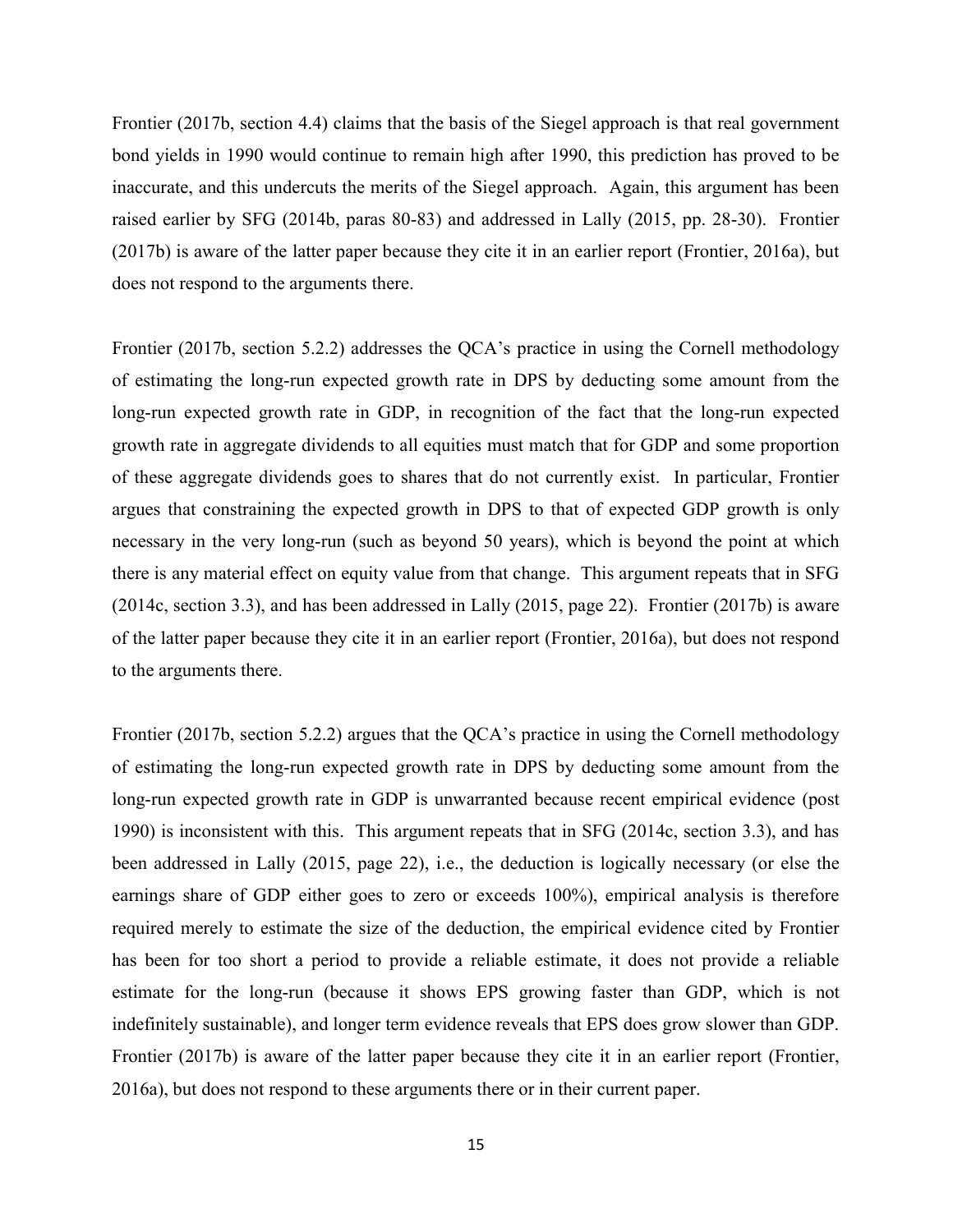Frontier (2017b, section 4.4) claims that the basis of the Siegel approach is that real government bond yields in 1990 would continue to remain high after 1990, this prediction has proved to be inaccurate, and this undercuts the merits of the Siegel approach. Again, this argument has been raised earlier by SFG (2014b, paras 80-83) and addressed in Lally (2015, pp. 28-30). Frontier (2017b) is aware of the latter paper because they cite it in an earlier report (Frontier, 2016a), but does not respond to the arguments there.

Frontier (2017b, section 5.2.2) addresses the QCA's practice in using the Cornell methodology of estimating the long-run expected growth rate in DPS by deducting some amount from the long-run expected growth rate in GDP, in recognition of the fact that the long-run expected growth rate in aggregate dividends to all equities must match that for GDP and some proportion of these aggregate dividends goes to shares that do not currently exist. In particular, Frontier argues that constraining the expected growth in DPS to that of expected GDP growth is only necessary in the very long-run (such as beyond 50 years), which is beyond the point at which there is any material effect on equity value from that change. This argument repeats that in SFG (2014c, section 3.3), and has been addressed in Lally (2015, page 22). Frontier (2017b) is aware of the latter paper because they cite it in an earlier report (Frontier, 2016a), but does not respond to the arguments there.

Frontier (2017b, section 5.2.2) argues that the QCA's practice in using the Cornell methodology of estimating the long-run expected growth rate in DPS by deducting some amount from the long-run expected growth rate in GDP is unwarranted because recent empirical evidence (post 1990) is inconsistent with this. This argument repeats that in SFG (2014c, section 3.3), and has been addressed in Lally (2015, page 22), i.e., the deduction is logically necessary (or else the earnings share of GDP either goes to zero or exceeds 100%), empirical analysis is therefore required merely to estimate the size of the deduction, the empirical evidence cited by Frontier has been for too short a period to provide a reliable estimate, it does not provide a reliable estimate for the long-run (because it shows EPS growing faster than GDP, which is not indefinitely sustainable), and longer term evidence reveals that EPS does grow slower than GDP. Frontier (2017b) is aware of the latter paper because they cite it in an earlier report (Frontier, 2016a), but does not respond to these arguments there or in their current paper.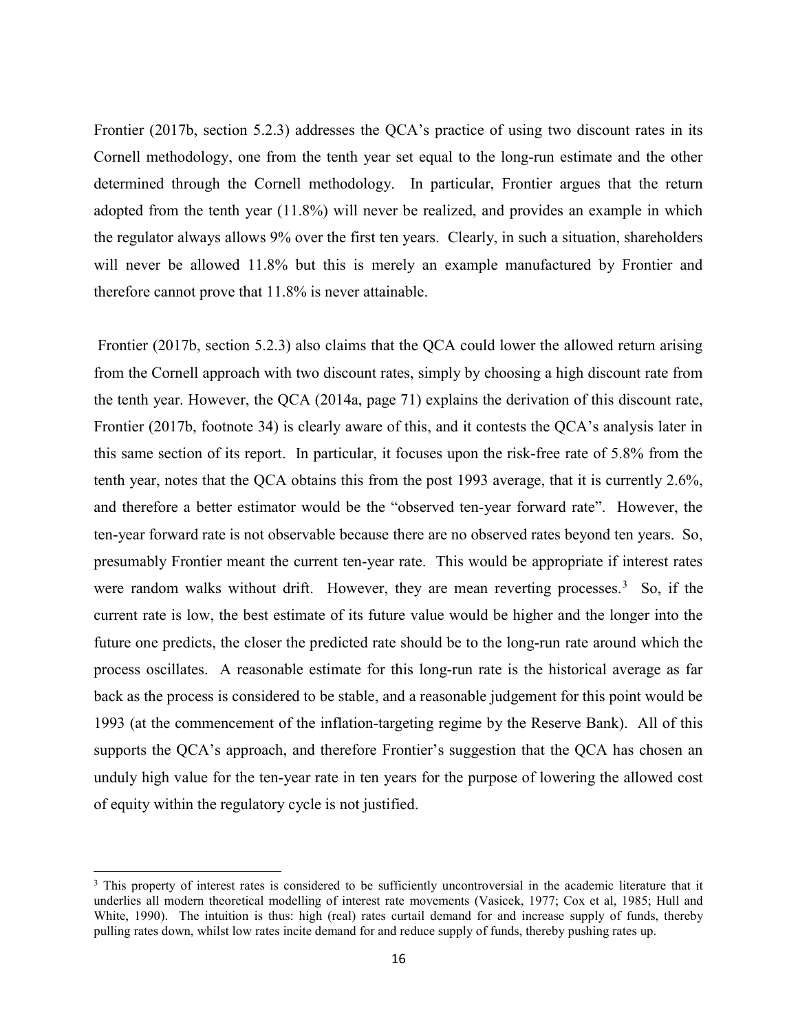Frontier (2017b, section 5.2.3) addresses the QCA's practice of using two discount rates in its Cornell methodology, one from the tenth year set equal to the long-run estimate and the other determined through the Cornell methodology. In particular, Frontier argues that the return adopted from the tenth year (11.8%) will never be realized, and provides an example in which the regulator always allows 9% over the first ten years. Clearly, in such a situation, shareholders will never be allowed 11.8% but this is merely an example manufactured by Frontier and therefore cannot prove that 11.8% is never attainable.

Frontier (2017b, section 5.2.3) also claims that the QCA could lower the allowed return arising from the Cornell approach with two discount rates, simply by choosing a high discount rate from the tenth year. However, the QCA (2014a, page 71) explains the derivation of this discount rate, Frontier (2017b, footnote 34) is clearly aware of this, and it contests the QCA's analysis later in this same section of its report. In particular, it focuses upon the risk-free rate of 5.8% from the tenth year, notes that the QCA obtains this from the post 1993 average, that it is currently 2.6%, and therefore a better estimator would be the "observed ten-year forward rate". However, the ten-year forward rate is not observable because there are no observed rates beyond ten years. So, presumably Frontier meant the current ten-year rate. This would be appropriate if interest rates were random walks without drift. However, they are mean reverting processes.[3] So, if the current rate is low, the best estimate of its future value would be higher and the longer into the future one predicts, the closer the predicted rate should be to the long-run rate around which the process oscillates. A reasonable estimate for this long-run rate is the historical average as far back as the process is considered to be stable, and a reasonable judgement for this point would be 1993 (at the commencement of the inflation-targeting regime by the Reserve Bank). All of this supports the QCA's approach, and therefore Frontier's suggestion that the QCA has chosen an unduly high value for the ten-year rate in ten years for the purpose of lowering the allowed cost of equity within the regulatory cycle is not justified.

[3] This property of interest rates is considered to be sufficiently uncontroversial in the academic literature that it underlies all modern theoretical modelling of interest rate movements (Vasicek, 1977; Cox et al, 1985; Hull and White, 1990). The intuition is thus: high (real) rates curtail demand for and increase supply of funds, thereby pulling rates down, whilst low rates incite demand for and reduce supply of funds, thereby pushing rates up.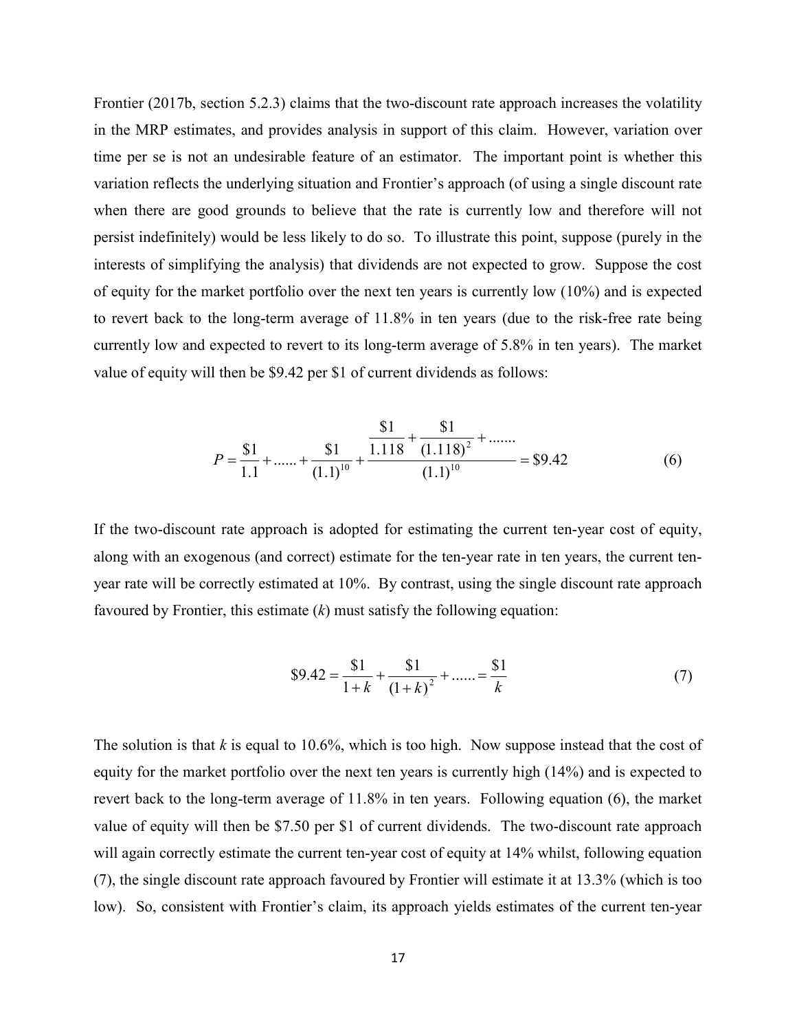Frontier (2017b, section 5.2.3) claims that the two-discount rate approach increases the volatility in the MRP estimates, and provides analysis in support of this claim. However, variation over time per se is not an undesirable feature of an estimator. The important point is whether this variation reflects the underlying situation and Frontier's approach (of using a single discount rate when there are good grounds to believe that the rate is currently low and therefore will not persist indefinitely) would be less likely to do so. To illustrate this point, suppose (purely in the interests of simplifying the analysis) that dividends are not expected to grow. Suppose the cost of equity for the market portfolio over the next ten years is currently low (10%) and is expected to revert back to the long-term average of 11.8% in ten years (due to the risk-free rate being currently low and expected to revert to its long-term average of 5.8% in ten years). The market value of equity will then be \$9.42 per \$1 of current dividends as follows:

$$P = \frac{\$1}{1.1} + ...... + \frac{\$1}{(1.1)^{10}} + \frac{\frac{\$1}{1.118} + \frac{\$1}{(1.118)^2} + .......}{(1.1)^{10}} = \$9.42 \tag{6}$$

If the two-discount rate approach is adopted for estimating the current ten-year cost of equity, along with an exogenous (and correct) estimate for the ten-year rate in ten years, the current ten-year rate will be correctly estimated at 10%. By contrast, using the single discount rate approach favoured by Frontier, this estimate ($k$) must satisfy the following equation:

$$\$9.42 = \frac{\$1}{1+k} + \frac{\$1}{(1+k)^2} + ...... = \frac{\$1}{k} \tag{7}$$

The solution is that $k$ is equal to 10.6%, which is too high. Now suppose instead that the cost of equity for the market portfolio over the next ten years is currently high (14%) and is expected to revert back to the long-term average of 11.8% in ten years. Following equation (6), the market value of equity will then be \$7.50 per \$1 of current dividends. The two-discount rate approach will again correctly estimate the current ten-year cost of equity at 14% whilst, following equation (7), the single discount rate approach favoured by Frontier will estimate it at 13.3% (which is too low). So, consistent with Frontier's claim, its approach yields estimates of the current ten-year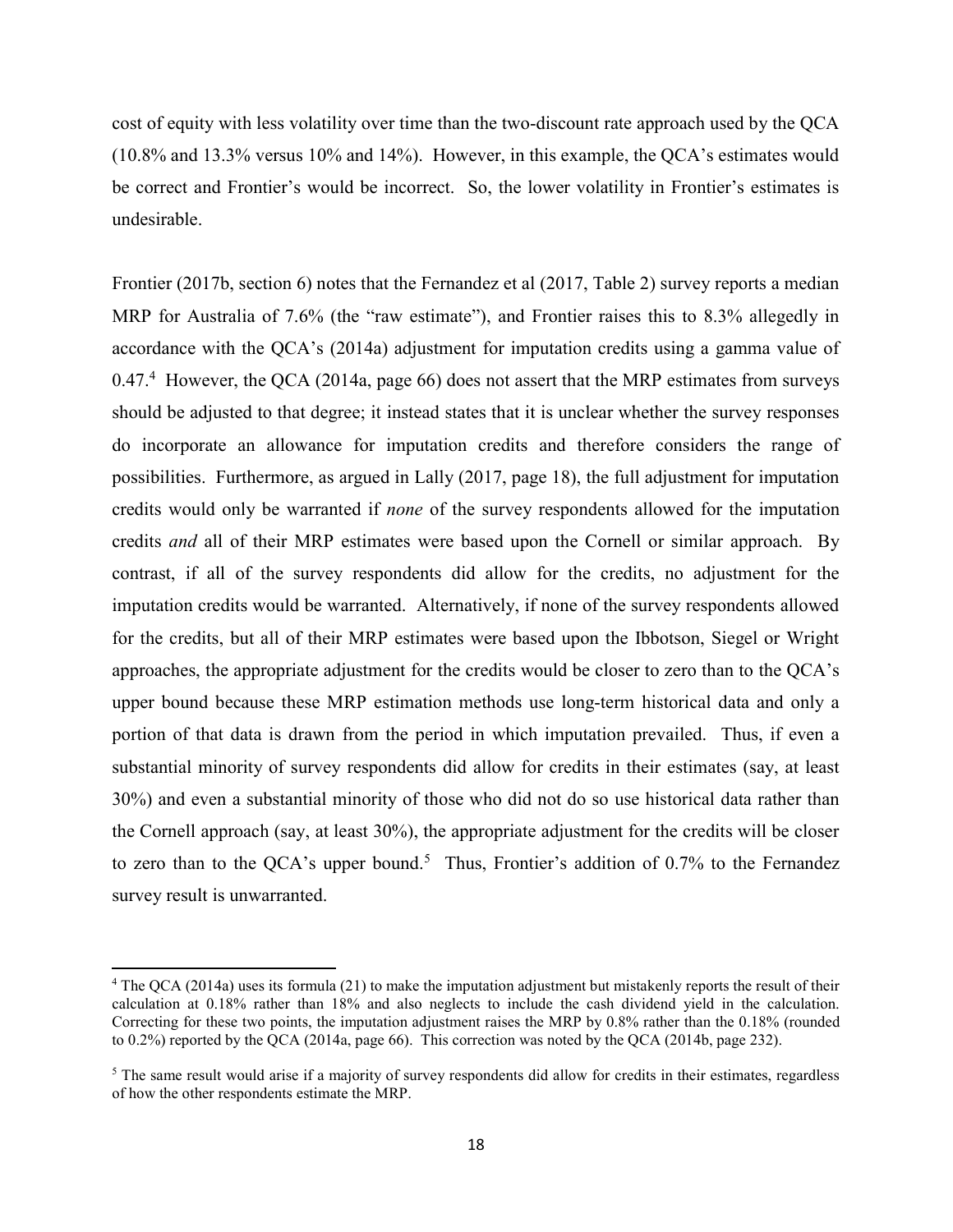cost of equity with less volatility over time than the two-discount rate approach used by the QCA (10.8% and 13.3% versus 10% and 14%). However, in this example, the QCA's estimates would be correct and Frontier's would be incorrect. So, the lower volatility in Frontier's estimates is undesirable.

Frontier (2017b, section 6) notes that the Fernandez et al (2017, Table 2) survey reports a median MRP for Australia of 7.6% (the "raw estimate"), and Frontier raises this to 8.3% allegedly in accordance with the QCA's (2014a) adjustment for imputation credits using a gamma value of 0.47.[4] However, the QCA (2014a, page 66) does not assert that the MRP estimates from surveys should be adjusted to that degree; it instead states that it is unclear whether the survey responses do incorporate an allowance for imputation credits and therefore considers the range of possibilities. Furthermore, as argued in Lally (2017, page 18), the full adjustment for imputation credits would only be warranted if *none* of the survey respondents allowed for the imputation credits *and* all of their MRP estimates were based upon the Cornell or similar approach. By contrast, if all of the survey respondents did allow for the credits, no adjustment for the imputation credits would be warranted. Alternatively, if none of the survey respondents allowed for the credits, but all of their MRP estimates were based upon the Ibbotson, Siegel or Wright approaches, the appropriate adjustment for the credits would be closer to zero than to the QCA's upper bound because these MRP estimation methods use long-term historical data and only a portion of that data is drawn from the period in which imputation prevailed. Thus, if even a substantial minority of survey respondents did allow for credits in their estimates (say, at least 30%) and even a substantial minority of those who did not do so use historical data rather than the Cornell approach (say, at least 30%), the appropriate adjustment for the credits will be closer to zero than to the QCA's upper bound.[5] Thus, Frontier's addition of 0.7% to the Fernandez survey result is unwarranted.

[4] The QCA (2014a) uses its formula (21) to make the imputation adjustment but mistakenly reports the result of their calculation at 0.18% rather than 18% and also neglects to include the cash dividend yield in the calculation. Correcting for these two points, the imputation adjustment raises the MRP by 0.8% rather than the 0.18% (rounded to 0.2%) reported by the QCA (2014a, page 66). This correction was noted by the QCA (2014b, page 232).

[5] The same result would arise if a majority of survey respondents did allow for credits in their estimates, regardless of how the other respondents estimate the MRP.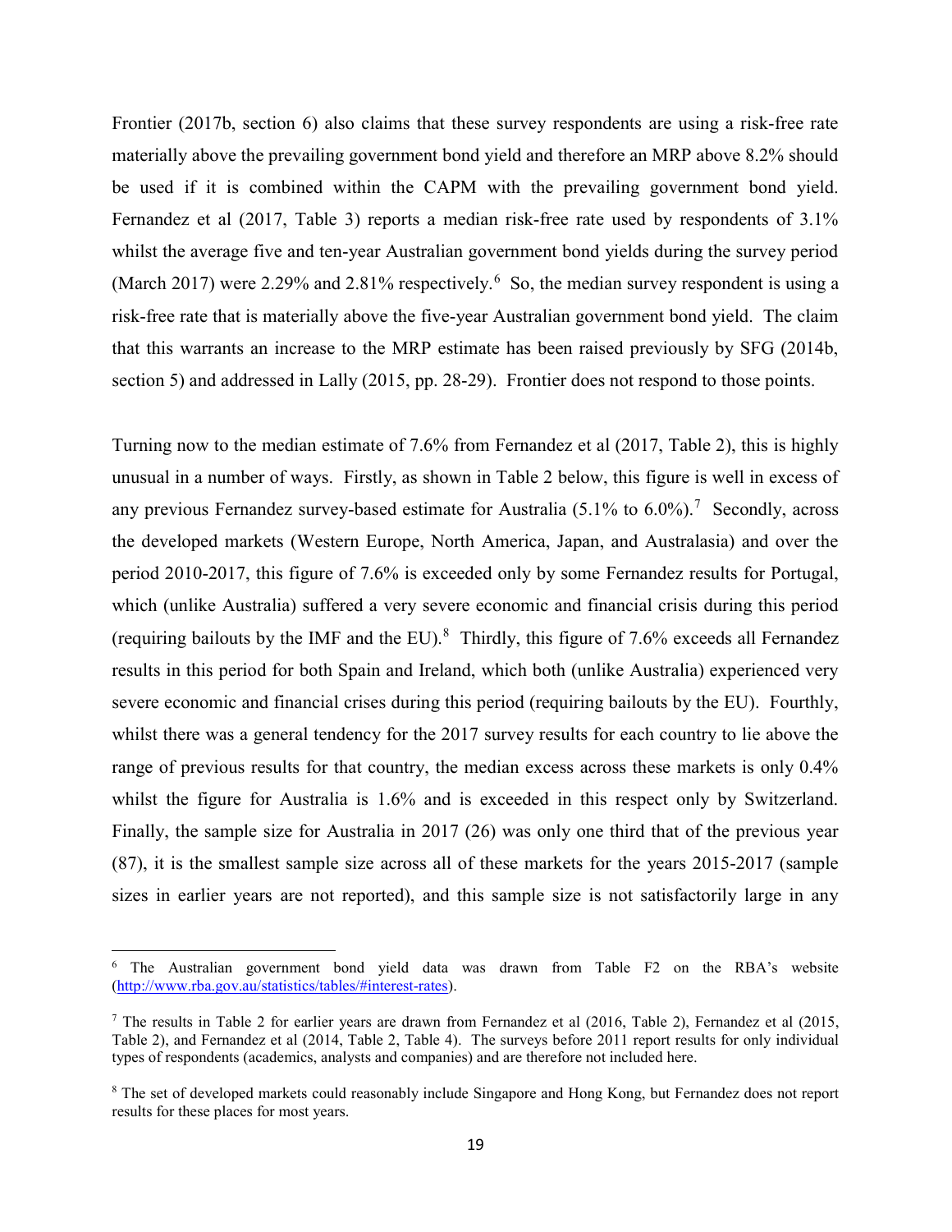Frontier (2017b, section 6) also claims that these survey respondents are using a risk-free rate materially above the prevailing government bond yield and therefore an MRP above 8.2% should be used if it is combined within the CAPM with the prevailing government bond yield. Fernandez et al (2017, Table 3) reports a median risk-free rate used by respondents of 3.1% whilst the average five and ten-year Australian government bond yields during the survey period (March 2017) were 2.29% and 2.81% respectively.[6] So, the median survey respondent is using a risk-free rate that is materially above the five-year Australian government bond yield. The claim that this warrants an increase to the MRP estimate has been raised previously by SFG (2014b, section 5) and addressed in Lally (2015, pp. 28-29). Frontier does not respond to those points.

Turning now to the median estimate of 7.6% from Fernandez et al (2017, Table 2), this is highly unusual in a number of ways. Firstly, as shown in Table 2 below, this figure is well in excess of any previous Fernandez survey-based estimate for Australia (5.1% to 6.0%).[7] Secondly, across the developed markets (Western Europe, North America, Japan, and Australasia) and over the period 2010-2017, this figure of 7.6% is exceeded only by some Fernandez results for Portugal, which (unlike Australia) suffered a very severe economic and financial crisis during this period (requiring bailouts by the IMF and the EU).[8] Thirdly, this figure of 7.6% exceeds all Fernandez results in this period for both Spain and Ireland, which both (unlike Australia) experienced very severe economic and financial crises during this period (requiring bailouts by the EU). Fourthly, whilst there was a general tendency for the 2017 survey results for each country to lie above the range of previous results for that country, the median excess across these markets is only 0.4% whilst the figure for Australia is 1.6% and is exceeded in this respect only by Switzerland. Finally, the sample size for Australia in 2017 (26) was only one third that of the previous year (87), it is the smallest sample size across all of these markets for the years 2015-2017 (sample sizes in earlier years are not reported), and this sample size is not satisfactorily large in any

---

[6] The Australian government bond yield data was drawn from Table F2 on the RBA's website (http://www.rba.gov.au/statistics/tables/#interest-rates).

[7] The results in Table 2 for earlier years are drawn from Fernandez et al (2016, Table 2), Fernandez et al (2015, Table 2), and Fernandez et al (2014, Table 2, Table 4). The surveys before 2011 report results for only individual types of respondents (academics, analysts and companies) and are therefore not included here.

[8] The set of developed markets could reasonably include Singapore and Hong Kong, but Fernandez does not report results for these places for most years.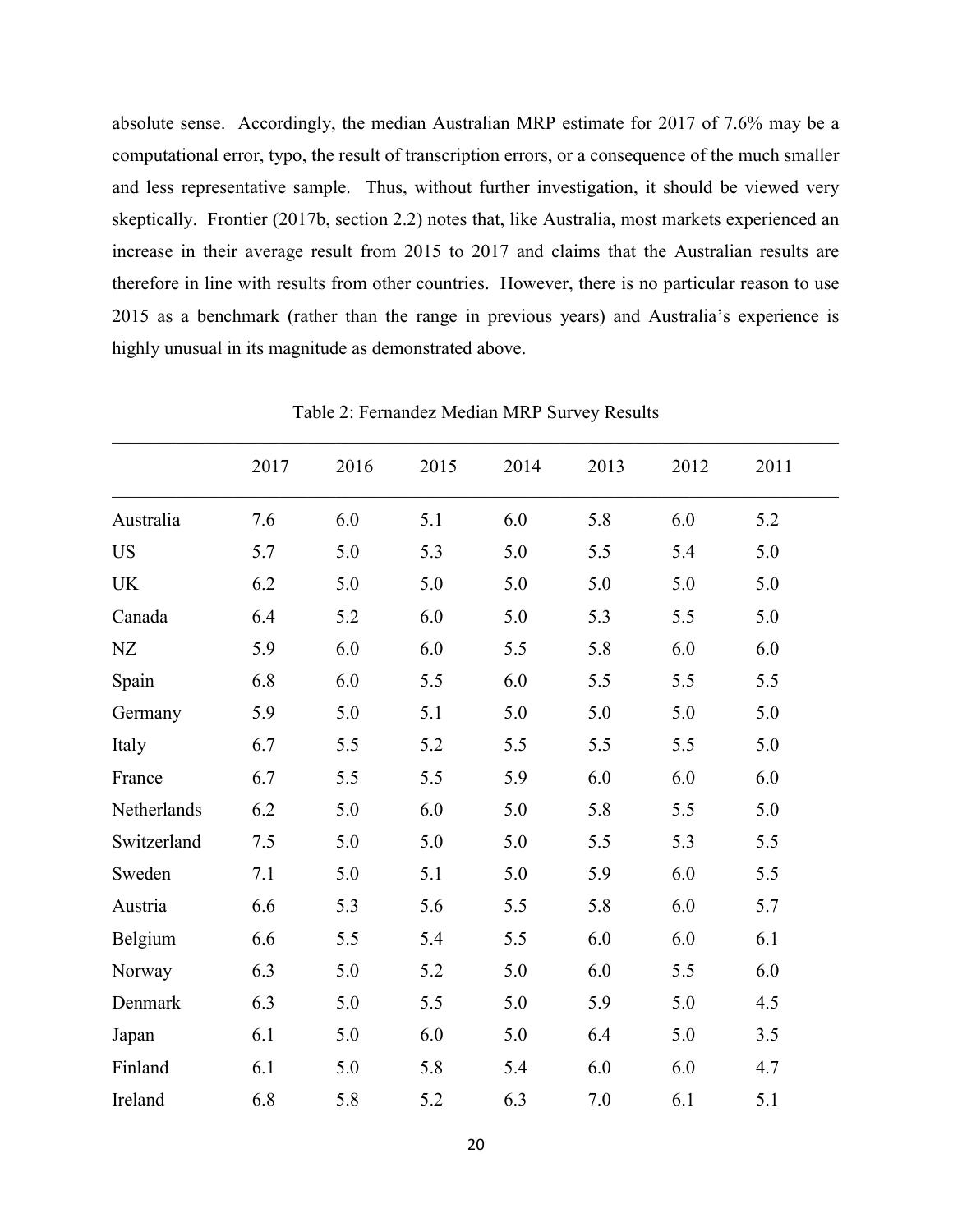absolute sense. Accordingly, the median Australian MRP estimate for 2017 of 7.6% may be a computational error, typo, the result of transcription errors, or a consequence of the much smaller and less representative sample. Thus, without further investigation, it should be viewed very skeptically. Frontier (2017b, section 2.2) notes that, like Australia, most markets experienced an increase in their average result from 2015 to 2017 and claims that the Australian results are therefore in line with results from other countries. However, there is no particular reason to use 2015 as a benchmark (rather than the range in previous years) and Australia's experience is highly unusual in its magnitude as demonstrated above.

Table 2: Fernandez Median MRP Survey Results

| | 2017 | 2016 | 2015 | 2014 | 2013 | 2012 | 2011 |
|---|---|---|---|---|---|---|---|
| Australia | 7.6 | 6.0 | 5.1 | 6.0 | 5.8 | 6.0 | 5.2 |
| US | 5.7 | 5.0 | 5.3 | 5.0 | 5.5 | 5.4 | 5.0 |
| UK | 6.2 | 5.0 | 5.0 | 5.0 | 5.0 | 5.0 | 5.0 |
| Canada | 6.4 | 5.2 | 6.0 | 5.0 | 5.3 | 5.5 | 5.0 |
| NZ | 5.9 | 6.0 | 6.0 | 5.5 | 5.8 | 6.0 | 6.0 |
| Spain | 6.8 | 6.0 | 5.5 | 6.0 | 5.5 | 5.5 | 5.5 |
| Germany | 5.9 | 5.0 | 5.1 | 5.0 | 5.0 | 5.0 | 5.0 |
| Italy | 6.7 | 5.5 | 5.2 | 5.5 | 5.5 | 5.5 | 5.0 |
| France | 6.7 | 5.5 | 5.5 | 5.9 | 6.0 | 6.0 | 6.0 |
| Netherlands | 6.2 | 5.0 | 6.0 | 5.0 | 5.8 | 5.5 | 5.0 |
| Switzerland | 7.5 | 5.0 | 5.0 | 5.0 | 5.5 | 5.3 | 5.5 |
| Sweden | 7.1 | 5.0 | 5.1 | 5.0 | 5.9 | 6.0 | 5.5 |
| Austria | 6.6 | 5.3 | 5.6 | 5.5 | 5.8 | 6.0 | 5.7 |
| Belgium | 6.6 | 5.5 | 5.4 | 5.5 | 6.0 | 6.0 | 6.1 |
| Norway | 6.3 | 5.0 | 5.2 | 5.0 | 6.0 | 5.5 | 6.0 |
| Denmark | 6.3 | 5.0 | 5.5 | 5.0 | 5.9 | 5.0 | 4.5 |
| Japan | 6.1 | 5.0 | 6.0 | 5.0 | 6.4 | 5.0 | 3.5 |
| Finland | 6.1 | 5.0 | 5.8 | 5.4 | 6.0 | 6.0 | 4.7 |
| Ireland | 6.8 | 5.8 | 5.2 | 6.3 | 7.0 | 6.1 | 5.1 |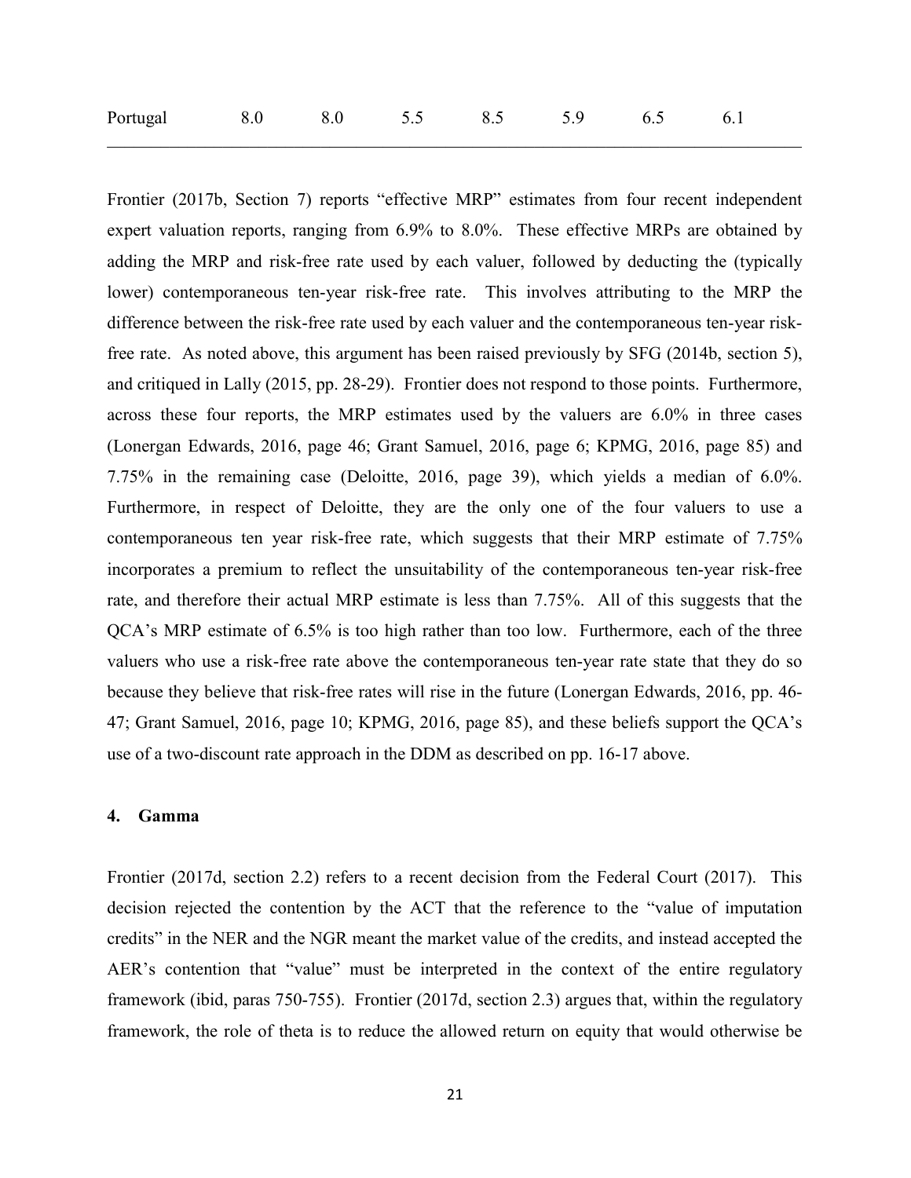| Portugal | 8.0 | 8.0 | 5.5 | 8.5 | 5.9 | 6.5 | 6.1 |
|---|---|---|---|---|---|---|---|

Frontier (2017b, Section 7) reports "effective MRP" estimates from four recent independent expert valuation reports, ranging from 6.9% to 8.0%. These effective MRPs are obtained by adding the MRP and risk-free rate used by each valuer, followed by deducting the (typically lower) contemporaneous ten-year risk-free rate. This involves attributing to the MRP the difference between the risk-free rate used by each valuer and the contemporaneous ten-year risk-free rate. As noted above, this argument has been raised previously by SFG (2014b, section 5), and critiqued in Lally (2015, pp. 28-29). Frontier does not respond to those points. Furthermore, across these four reports, the MRP estimates used by the valuers are 6.0% in three cases (Lonergan Edwards, 2016, page 46; Grant Samuel, 2016, page 6; KPMG, 2016, page 85) and 7.75% in the remaining case (Deloitte, 2016, page 39), which yields a median of 6.0%. Furthermore, in respect of Deloitte, they are the only one of the four valuers to use a contemporaneous ten year risk-free rate, which suggests that their MRP estimate of 7.75% incorporates a premium to reflect the unsuitability of the contemporaneous ten-year risk-free rate, and therefore their actual MRP estimate is less than 7.75%. All of this suggests that the QCA's MRP estimate of 6.5% is too high rather than too low. Furthermore, each of the three valuers who use a risk-free rate above the contemporaneous ten-year rate state that they do so because they believe that risk-free rates will rise in the future (Lonergan Edwards, 2016, pp. 46-47; Grant Samuel, 2016, page 10; KPMG, 2016, page 85), and these beliefs support the QCA's use of a two-discount rate approach in the DDM as described on pp. 16-17 above.

## 4. Gamma

Frontier (2017d, section 2.2) refers to a recent decision from the Federal Court (2017). This decision rejected the contention by the ACT that the reference to the "value of imputation credits" in the NER and the NGR meant the market value of the credits, and instead accepted the AER's contention that "value" must be interpreted in the context of the entire regulatory framework (ibid, paras 750-755). Frontier (2017d, section 2.3) argues that, within the regulatory framework, the role of theta is to reduce the allowed return on equity that would otherwise be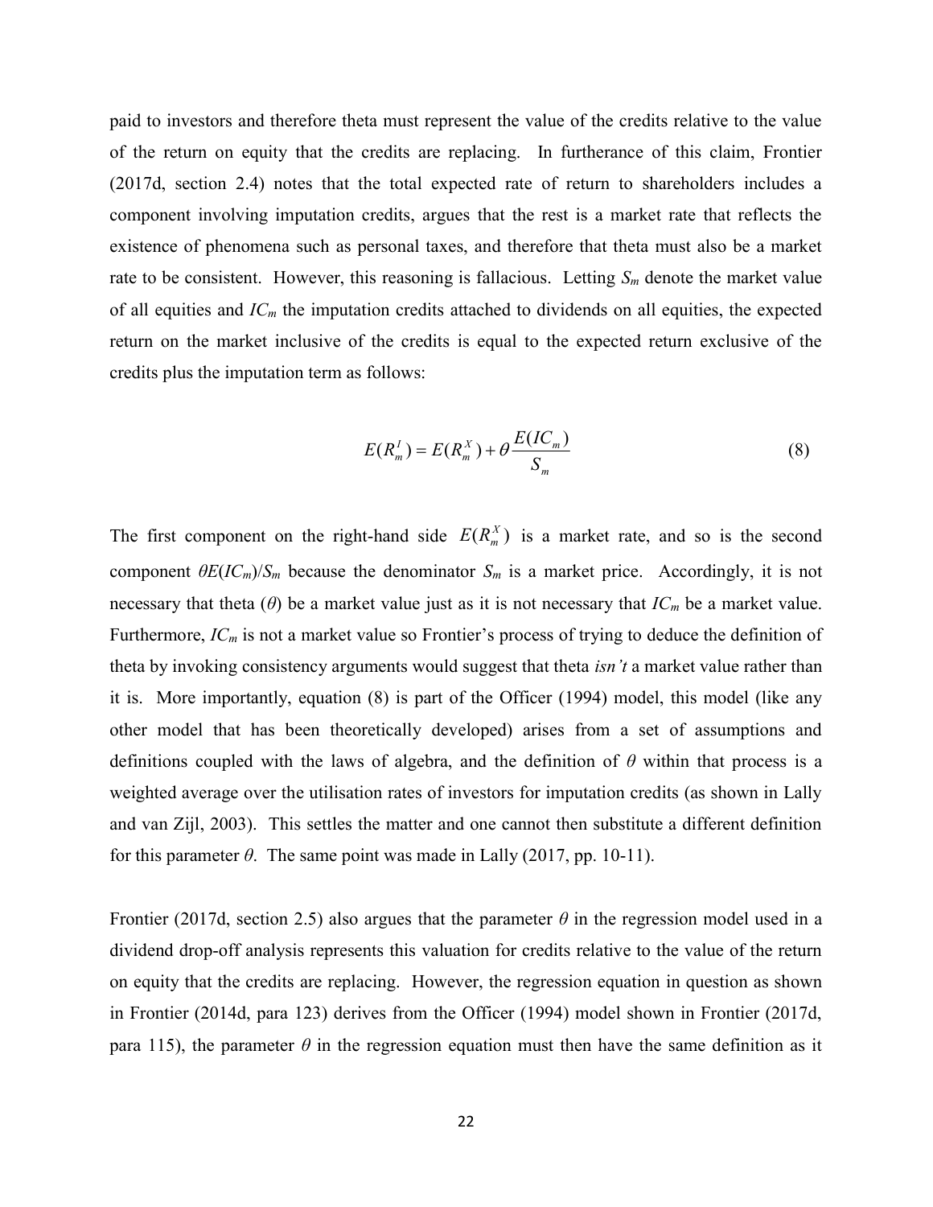paid to investors and therefore theta must represent the value of the credits relative to the value of the return on equity that the credits are replacing. In furtherance of this claim, Frontier (2017d, section 2.4) notes that the total expected rate of return to shareholders includes a component involving imputation credits, argues that the rest is a market rate that reflects the existence of phenomena such as personal taxes, and therefore that theta must also be a market rate to be consistent. However, this reasoning is fallacious. Letting $S_m$ denote the market value of all equities and $IC_m$ the imputation credits attached to dividends on all equities, the expected return on the market inclusive of the credits is equal to the expected return exclusive of the credits plus the imputation term as follows:

$$E(R_m^I) = E(R_m^X) + \theta \frac{E(IC_m)}{S_m} \tag{8}$$

The first component on the right-hand side $E(R_m^X)$ is a market rate, and so is the second component $\theta E(IC_m)/S_m$ because the denominator $S_m$ is a market price. Accordingly, it is not necessary that theta ($\theta$) be a market value just as it is not necessary that $IC_m$ be a market value. Furthermore, $IC_m$ is not a market value so Frontier's process of trying to deduce the definition of theta by invoking consistency arguments would suggest that theta *isn't* a market value rather than it is. More importantly, equation (8) is part of the Officer (1994) model, this model (like any other model that has been theoretically developed) arises from a set of assumptions and definitions coupled with the laws of algebra, and the definition of $\theta$ within that process is a weighted average over the utilisation rates of investors for imputation credits (as shown in Lally and van Zijl, 2003). This settles the matter and one cannot then substitute a different definition for this parameter $\theta$. The same point was made in Lally (2017, pp. 10-11).

Frontier (2017d, section 2.5) also argues that the parameter $\theta$ in the regression model used in a dividend drop-off analysis represents this valuation for credits relative to the value of the return on equity that the credits are replacing. However, the regression equation in question as shown in Frontier (2014d, para 123) derives from the Officer (1994) model shown in Frontier (2017d, para 115), the parameter $\theta$ in the regression equation must then have the same definition as it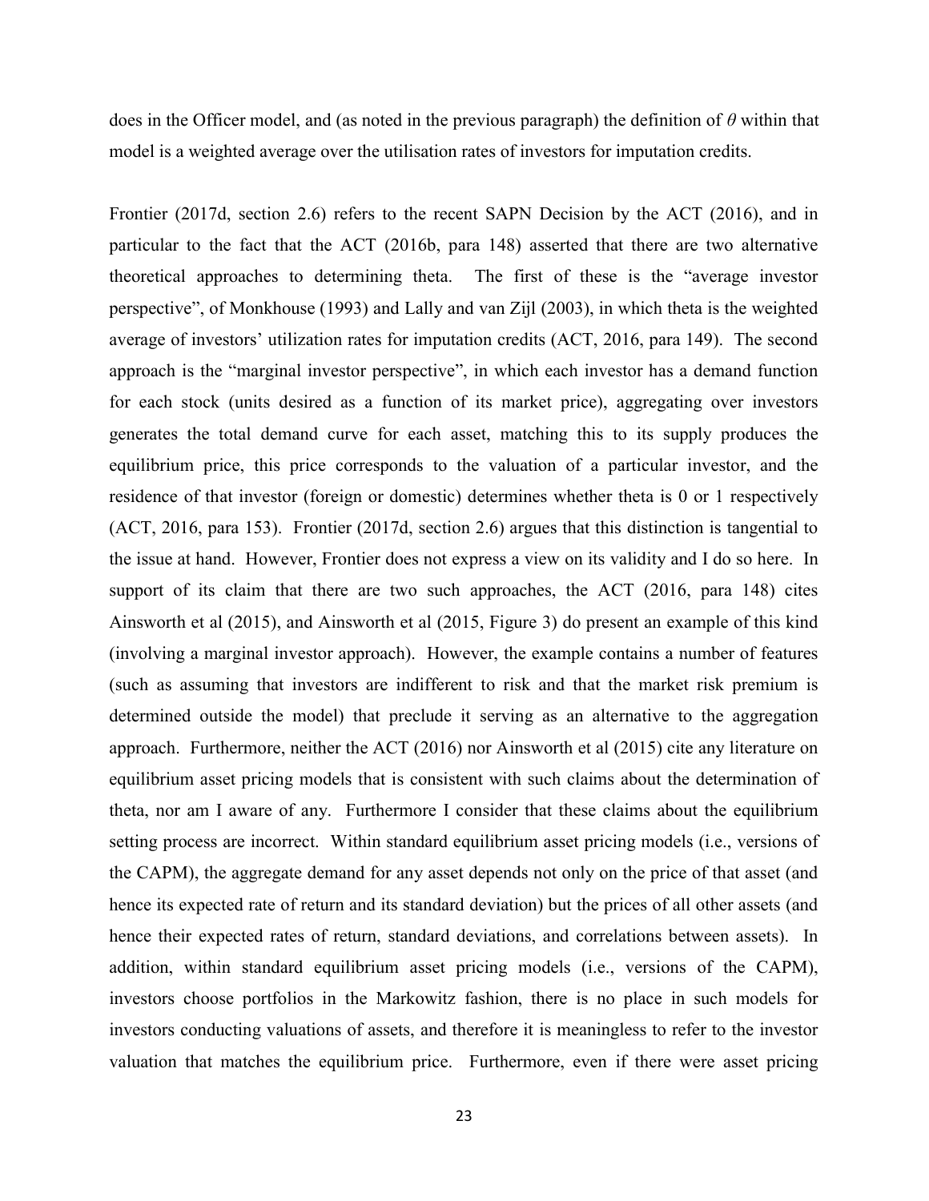does in the Officer model, and (as noted in the previous paragraph) the definition of $\theta$ within that model is a weighted average over the utilisation rates of investors for imputation credits.

Frontier (2017d, section 2.6) refers to the recent SAPN Decision by the ACT (2016), and in particular to the fact that the ACT (2016b, para 148) asserted that there are two alternative theoretical approaches to determining theta. The first of these is the "average investor perspective", of Monkhouse (1993) and Lally and van Zijl (2003), in which theta is the weighted average of investors' utilization rates for imputation credits (ACT, 2016, para 149). The second approach is the "marginal investor perspective", in which each investor has a demand function for each stock (units desired as a function of its market price), aggregating over investors generates the total demand curve for each asset, matching this to its supply produces the equilibrium price, this price corresponds to the valuation of a particular investor, and the residence of that investor (foreign or domestic) determines whether theta is 0 or 1 respectively (ACT, 2016, para 153). Frontier (2017d, section 2.6) argues that this distinction is tangential to the issue at hand. However, Frontier does not express a view on its validity and I do so here. In support of its claim that there are two such approaches, the ACT (2016, para 148) cites Ainsworth et al (2015), and Ainsworth et al (2015, Figure 3) do present an example of this kind (involving a marginal investor approach). However, the example contains a number of features (such as assuming that investors are indifferent to risk and that the market risk premium is determined outside the model) that preclude it serving as an alternative to the aggregation approach. Furthermore, neither the ACT (2016) nor Ainsworth et al (2015) cite any literature on equilibrium asset pricing models that is consistent with such claims about the determination of theta, nor am I aware of any. Furthermore I consider that these claims about the equilibrium setting process are incorrect. Within standard equilibrium asset pricing models (i.e., versions of the CAPM), the aggregate demand for any asset depends not only on the price of that asset (and hence its expected rate of return and its standard deviation) but the prices of all other assets (and hence their expected rates of return, standard deviations, and correlations between assets). In addition, within standard equilibrium asset pricing models (i.e., versions of the CAPM), investors choose portfolios in the Markowitz fashion, there is no place in such models for investors conducting valuations of assets, and therefore it is meaningless to refer to the investor valuation that matches the equilibrium price. Furthermore, even if there were asset pricing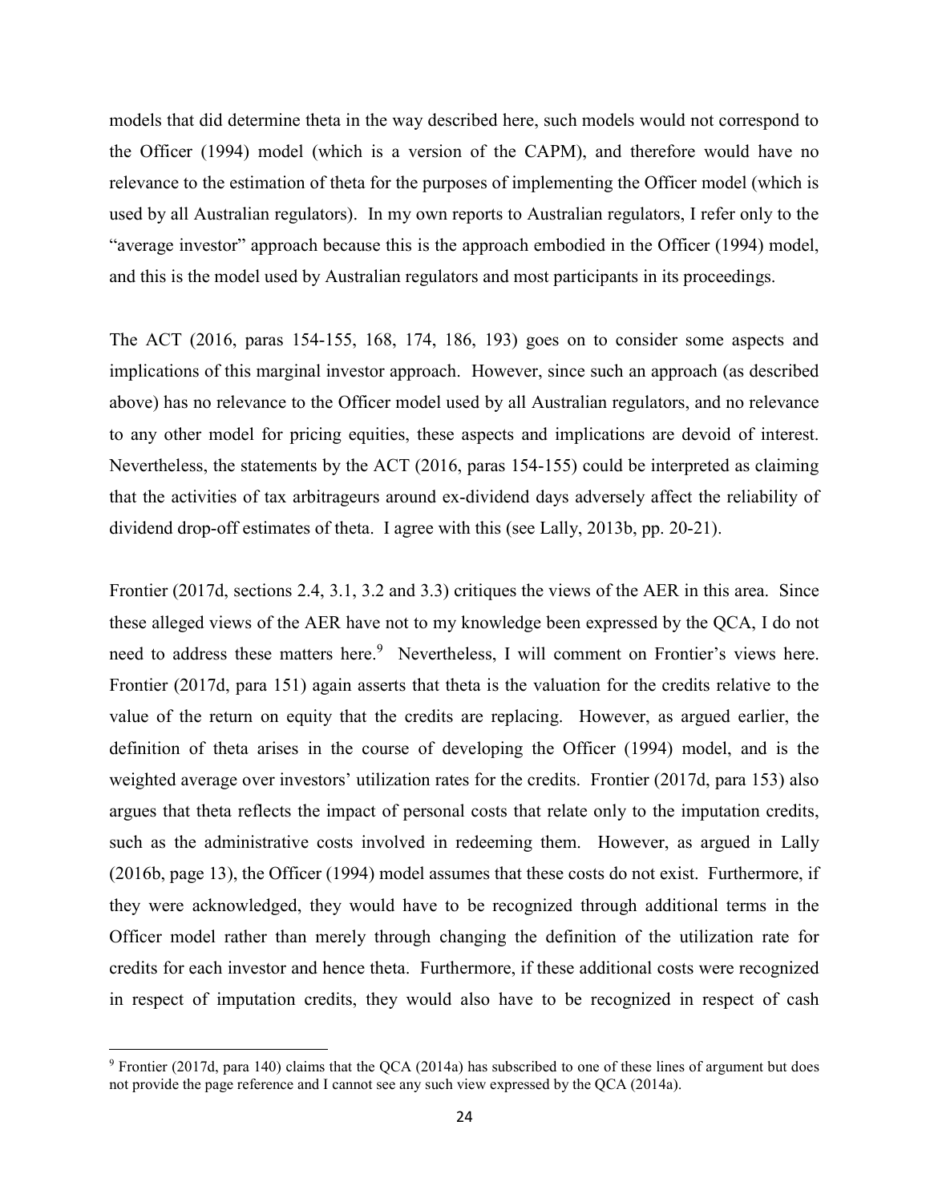models that did determine theta in the way described here, such models would not correspond to the Officer (1994) model (which is a version of the CAPM), and therefore would have no relevance to the estimation of theta for the purposes of implementing the Officer model (which is used by all Australian regulators). In my own reports to Australian regulators, I refer only to the "average investor" approach because this is the approach embodied in the Officer (1994) model, and this is the model used by Australian regulators and most participants in its proceedings.

The ACT (2016, paras 154-155, 168, 174, 186, 193) goes on to consider some aspects and implications of this marginal investor approach. However, since such an approach (as described above) has no relevance to the Officer model used by all Australian regulators, and no relevance to any other model for pricing equities, these aspects and implications are devoid of interest. Nevertheless, the statements by the ACT (2016, paras 154-155) could be interpreted as claiming that the activities of tax arbitrageurs around ex-dividend days adversely affect the reliability of dividend drop-off estimates of theta. I agree with this (see Lally, 2013b, pp. 20-21).

Frontier (2017d, sections 2.4, 3.1, 3.2 and 3.3) critiques the views of the AER in this area. Since these alleged views of the AER have not to my knowledge been expressed by the QCA, I do not need to address these matters here.[9] Nevertheless, I will comment on Frontier's views here. Frontier (2017d, para 151) again asserts that theta is the valuation for the credits relative to the value of the return on equity that the credits are replacing. However, as argued earlier, the definition of theta arises in the course of developing the Officer (1994) model, and is the weighted average over investors' utilization rates for the credits. Frontier (2017d, para 153) also argues that theta reflects the impact of personal costs that relate only to the imputation credits, such as the administrative costs involved in redeeming them. However, as argued in Lally (2016b, page 13), the Officer (1994) model assumes that these costs do not exist. Furthermore, if they were acknowledged, they would have to be recognized through additional terms in the Officer model rather than merely through changing the definition of the utilization rate for credits for each investor and hence theta. Furthermore, if these additional costs were recognized in respect of imputation credits, they would also have to be recognized in respect of cash

[9] Frontier (2017d, para 140) claims that the QCA (2014a) has subscribed to one of these lines of argument but does not provide the page reference and I cannot see any such view expressed by the QCA (2014a).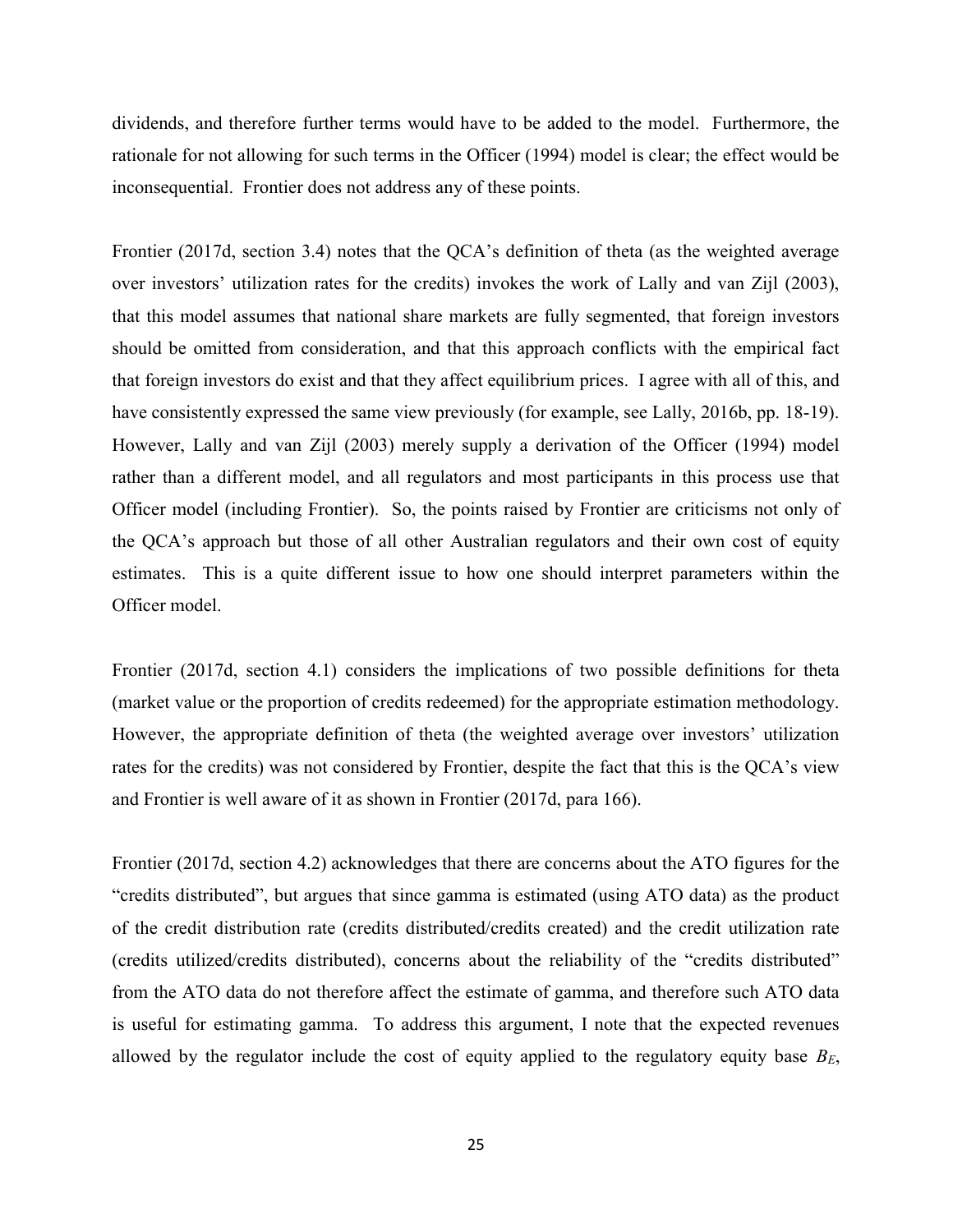dividends, and therefore further terms would have to be added to the model. Furthermore, the rationale for not allowing for such terms in the Officer (1994) model is clear; the effect would be inconsequential. Frontier does not address any of these points.

Frontier (2017d, section 3.4) notes that the QCA's definition of theta (as the weighted average over investors' utilization rates for the credits) invokes the work of Lally and van Zijl (2003), that this model assumes that national share markets are fully segmented, that foreign investors should be omitted from consideration, and that this approach conflicts with the empirical fact that foreign investors do exist and that they affect equilibrium prices. I agree with all of this, and have consistently expressed the same view previously (for example, see Lally, 2016b, pp. 18-19). However, Lally and van Zijl (2003) merely supply a derivation of the Officer (1994) model rather than a different model, and all regulators and most participants in this process use that Officer model (including Frontier). So, the points raised by Frontier are criticisms not only of the QCA's approach but those of all other Australian regulators and their own cost of equity estimates. This is a quite different issue to how one should interpret parameters within the Officer model.

Frontier (2017d, section 4.1) considers the implications of two possible definitions for theta (market value or the proportion of credits redeemed) for the appropriate estimation methodology. However, the appropriate definition of theta (the weighted average over investors' utilization rates for the credits) was not considered by Frontier, despite the fact that this is the QCA's view and Frontier is well aware of it as shown in Frontier (2017d, para 166).

Frontier (2017d, section 4.2) acknowledges that there are concerns about the ATO figures for the "credits distributed", but argues that since gamma is estimated (using ATO data) as the product of the credit distribution rate (credits distributed/credits created) and the credit utilization rate (credits utilized/credits distributed), concerns about the reliability of the "credits distributed" from the ATO data do not therefore affect the estimate of gamma, and therefore such ATO data is useful for estimating gamma. To address this argument, I note that the expected revenues allowed by the regulator include the cost of equity applied to the regulatory equity base $B_E$,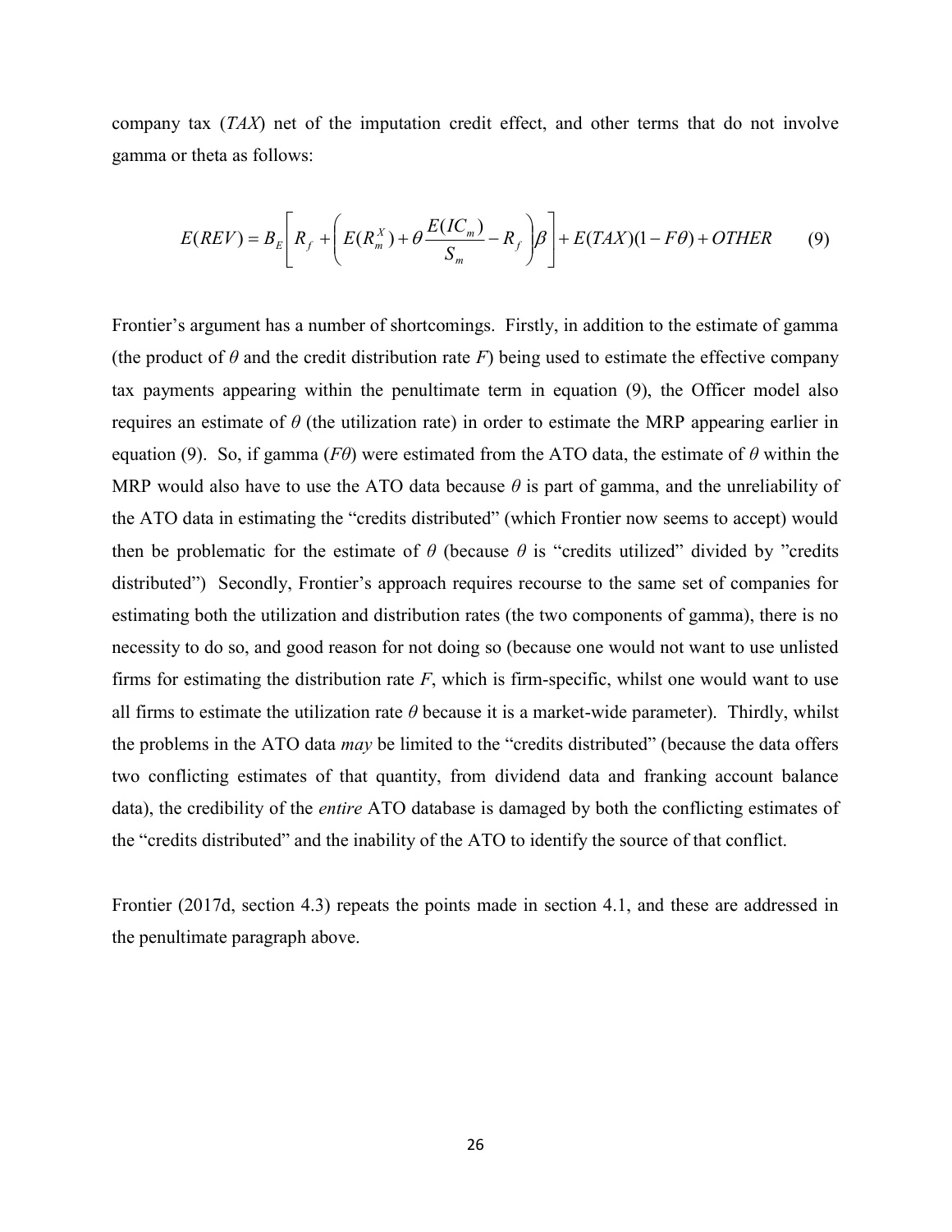company tax ($TAX$) net of the imputation credit effect, and other terms that do not involve gamma or theta as follows:

$$E(REV) = B_E\left[R_f + \left(E(R_m^X) + \theta\frac{E(IC_m)}{S_m} - R_f\right)\beta\right] + E(TAX)(1 - F\theta) + OTHER \tag{9}$$

Frontier's argument has a number of shortcomings. Firstly, in addition to the estimate of gamma (the product of $\theta$ and the credit distribution rate $F$) being used to estimate the effective company tax payments appearing within the penultimate term in equation (9), the Officer model also requires an estimate of $\theta$ (the utilization rate) in order to estimate the MRP appearing earlier in equation (9). So, if gamma ($F\theta$) were estimated from the ATO data, the estimate of $\theta$ within the MRP would also have to use the ATO data because $\theta$ is part of gamma, and the unreliability of the ATO data in estimating the "credits distributed" (which Frontier now seems to accept) would then be problematic for the estimate of $\theta$ (because $\theta$ is "credits utilized" divided by "credits distributed") Secondly, Frontier's approach requires recourse to the same set of companies for estimating both the utilization and distribution rates (the two components of gamma), there is no necessity to do so, and good reason for not doing so (because one would not want to use unlisted firms for estimating the distribution rate $F$, which is firm-specific, whilst one would want to use all firms to estimate the utilization rate $\theta$ because it is a market-wide parameter). Thirdly, whilst the problems in the ATO data *may* be limited to the "credits distributed" (because the data offers two conflicting estimates of that quantity, from dividend data and franking account balance data), the credibility of the *entire* ATO database is damaged by both the conflicting estimates of the "credits distributed" and the inability of the ATO to identify the source of that conflict.

Frontier (2017d, section 4.3) repeats the points made in section 4.1, and these are addressed in the penultimate paragraph above.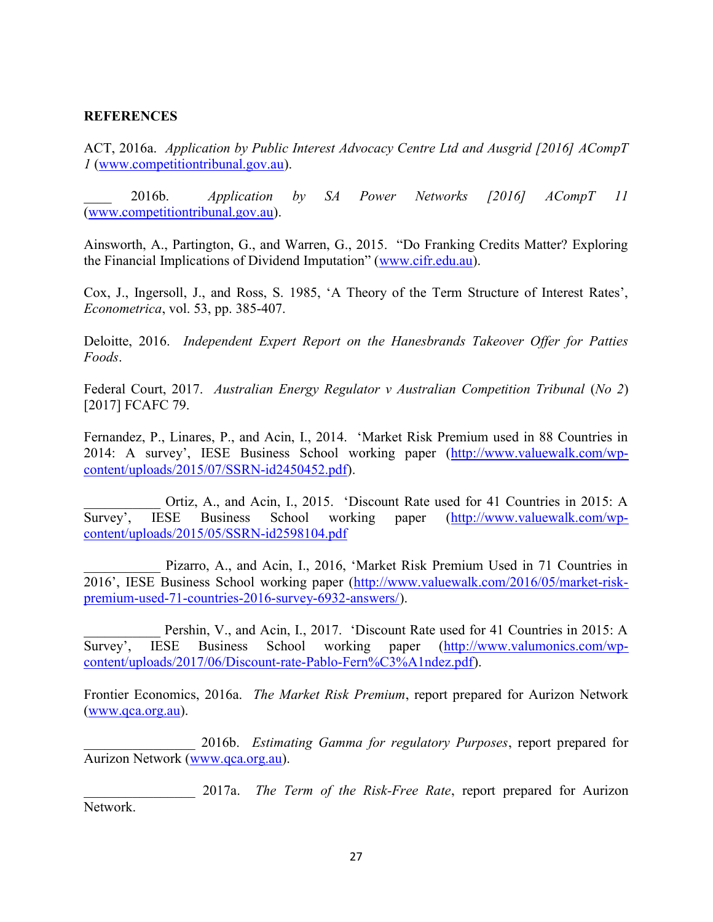**REFERENCES**

ACT, 2016a. *Application by Public Interest Advocacy Centre Ltd and Ausgrid [2016] ACompT 1* (www.competitiontribunal.gov.au).

____ 2016b. *Application by SA Power Networks [2016] ACompT 11* (www.competitiontribunal.gov.au).

Ainsworth, A., Partington, G., and Warren, G., 2015. "Do Franking Credits Matter? Exploring the Financial Implications of Dividend Imputation" (www.cifr.edu.au).

Cox, J., Ingersoll, J., and Ross, S. 1985, 'A Theory of the Term Structure of Interest Rates', *Econometrica*, vol. 53, pp. 385-407.

Deloitte, 2016. *Independent Expert Report on the Hanesbrands Takeover Offer for Patties Foods*.

Federal Court, 2017. *Australian Energy Regulator v Australian Competition Tribunal* (*No 2*) [2017] FCAFC 79.

Fernandez, P., Linares, P., and Acin, I., 2014. 'Market Risk Premium used in 88 Countries in 2014: A survey', IESE Business School working paper (http://www.valuewalk.com/wp-content/uploads/2015/07/SSRN-id2450452.pdf).

___________ Ortiz, A., and Acin, I., 2015. 'Discount Rate used for 41 Countries in 2015: A Survey', IESE Business School working paper (http://www.valuewalk.com/wp-content/uploads/2015/05/SSRN-id2598104.pdf

___________ Pizarro, A., and Acin, I., 2016, 'Market Risk Premium Used in 71 Countries in 2016', IESE Business School working paper (http://www.valuewalk.com/2016/05/market-risk-premium-used-71-countries-2016-survey-6932-answers/).

___________ Pershin, V., and Acin, I., 2017. 'Discount Rate used for 41 Countries in 2015: A Survey', IESE Business School working paper (http://www.valumonics.com/wp-content/uploads/2017/06/Discount-rate-Pablo-Fern%C3%A1ndez.pdf).

Frontier Economics, 2016a. *The Market Risk Premium*, report prepared for Aurizon Network (www.qca.org.au).

________________ 2016b. *Estimating Gamma for regulatory Purposes*, report prepared for Aurizon Network (www.qca.org.au).

________________ 2017a. *The Term of the Risk-Free Rate*, report prepared for Aurizon Network.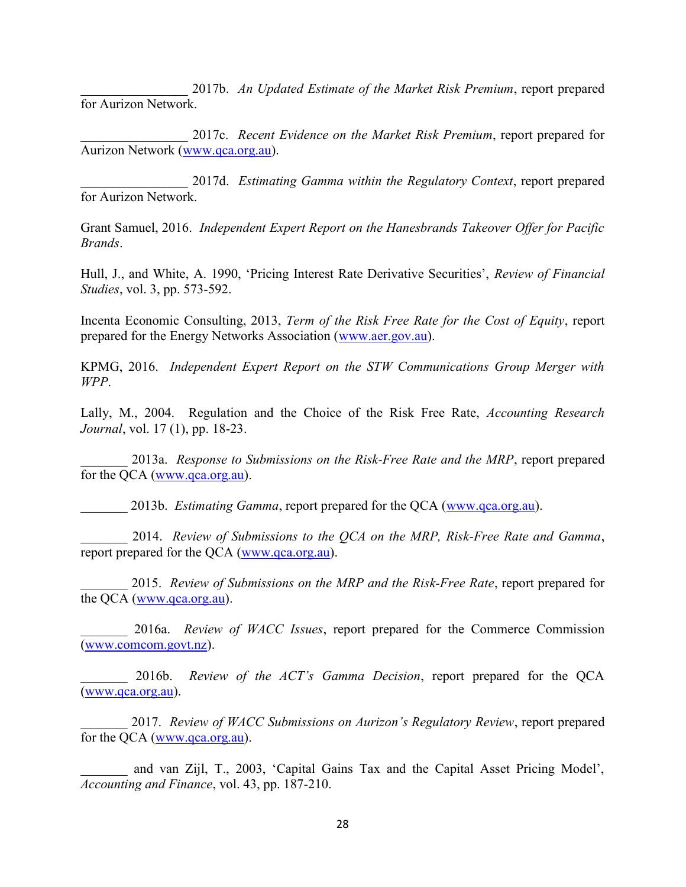________________ 2017b. *An Updated Estimate of the Market Risk Premium*, report prepared for Aurizon Network.

________________ 2017c. *Recent Evidence on the Market Risk Premium*, report prepared for Aurizon Network (www.qca.org.au).

________________ 2017d. *Estimating Gamma within the Regulatory Context*, report prepared for Aurizon Network.

Grant Samuel, 2016. *Independent Expert Report on the Hanesbrands Takeover Offer for Pacific Brands*.

Hull, J., and White, A. 1990, 'Pricing Interest Rate Derivative Securities', *Review of Financial Studies*, vol. 3, pp. 573-592.

Incenta Economic Consulting, 2013, *Term of the Risk Free Rate for the Cost of Equity*, report prepared for the Energy Networks Association (www.aer.gov.au).

KPMG, 2016. *Independent Expert Report on the STW Communications Group Merger with WPP*.

Lally, M., 2004. Regulation and the Choice of the Risk Free Rate, *Accounting Research Journal*, vol. 17 (1), pp. 18-23.

_______ 2013a. *Response to Submissions on the Risk-Free Rate and the MRP*, report prepared for the QCA (www.qca.org.au).

_______ 2013b. *Estimating Gamma*, report prepared for the QCA (www.qca.org.au).

_______ 2014. *Review of Submissions to the QCA on the MRP, Risk-Free Rate and Gamma*, report prepared for the QCA (www.qca.org.au).

_______ 2015. *Review of Submissions on the MRP and the Risk-Free Rate*, report prepared for the QCA (www.qca.org.au).

_______ 2016a. *Review of WACC Issues*, report prepared for the Commerce Commission (www.comcom.govt.nz).

_______ 2016b. *Review of the ACT's Gamma Decision*, report prepared for the QCA (www.qca.org.au).

_______ 2017. *Review of WACC Submissions on Aurizon's Regulatory Review*, report prepared for the QCA (www.qca.org.au).

_______ and van Zijl, T., 2003, 'Capital Gains Tax and the Capital Asset Pricing Model', *Accounting and Finance*, vol. 43, pp. 187-210.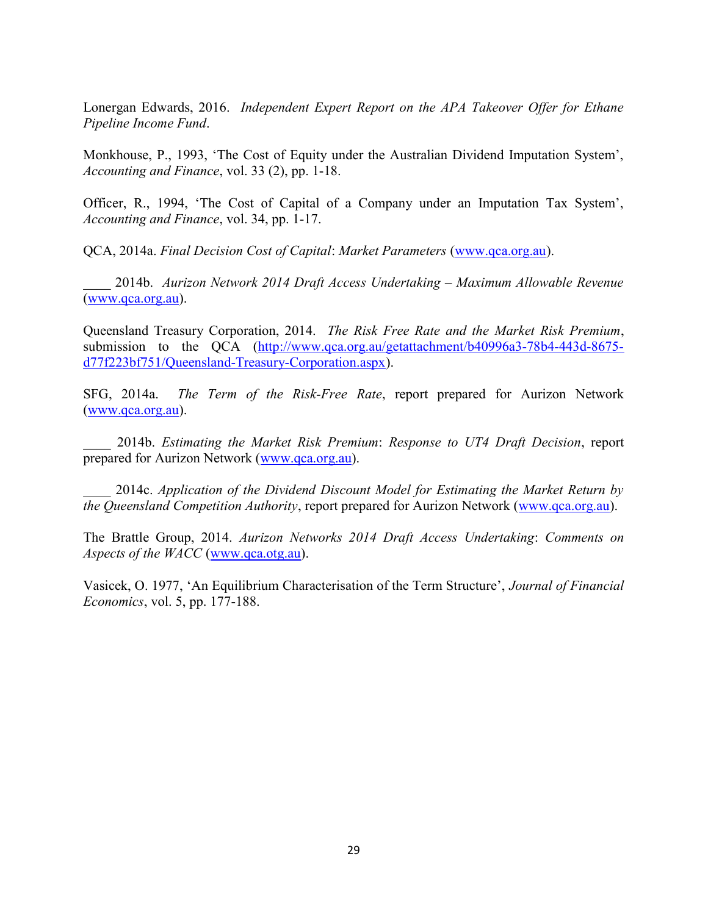Lonergan Edwards, 2016. *Independent Expert Report on the APA Takeover Offer for Ethane Pipeline Income Fund*.

Monkhouse, P., 1993, 'The Cost of Equity under the Australian Dividend Imputation System', *Accounting and Finance*, vol. 33 (2), pp. 1-18.

Officer, R., 1994, 'The Cost of Capital of a Company under an Imputation Tax System', *Accounting and Finance*, vol. 34, pp. 1-17.

QCA, 2014a. *Final Decision Cost of Capital*: *Market Parameters* (www.qca.org.au).

____ 2014b. *Aurizon Network 2014 Draft Access Undertaking – Maximum Allowable Revenue* (www.qca.org.au).

Queensland Treasury Corporation, 2014. *The Risk Free Rate and the Market Risk Premium*, submission to the QCA (http://www.qca.org.au/getattachment/b40996a3-78b4-443d-8675-d77f223bf751/Queensland-Treasury-Corporation.aspx).

SFG, 2014a. *The Term of the Risk-Free Rate*, report prepared for Aurizon Network (www.qca.org.au).

____ 2014b. *Estimating the Market Risk Premium*: *Response to UT4 Draft Decision*, report prepared for Aurizon Network (www.qca.org.au).

____ 2014c. *Application of the Dividend Discount Model for Estimating the Market Return by the Queensland Competition Authority*, report prepared for Aurizon Network (www.qca.org.au).

The Brattle Group, 2014. *Aurizon Networks 2014 Draft Access Undertaking*: *Comments on Aspects of the WACC* (www.qca.otg.au).

Vasicek, O. 1977, 'An Equilibrium Characterisation of the Term Structure', *Journal of Financial Economics*, vol. 5, pp. 177-188.